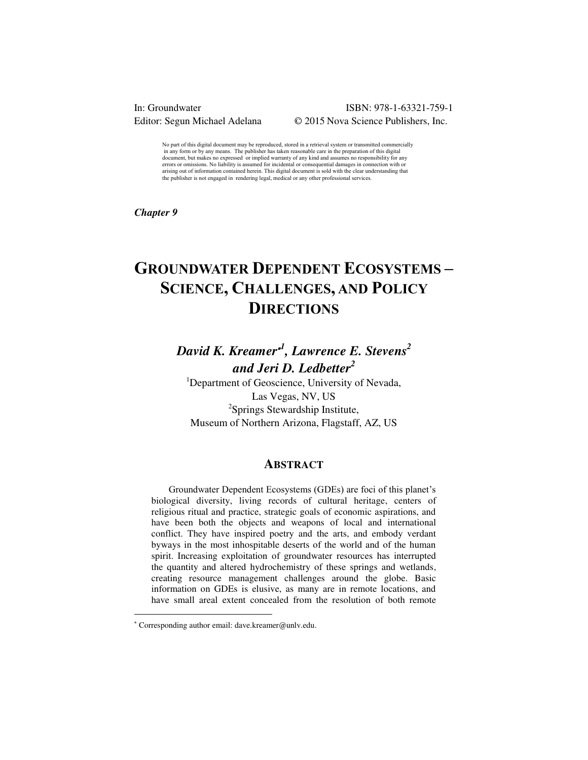In: Groundwater
Editor: Segun Michael Adelana

ISBN: 978-1-63321-759-1
© 2015 Nova Science Publishers, Inc.

No part of this digital document may be reproduced, stored in a retrieval system or transmitted commercially in any form or by any means. The publisher has taken reasonable care in the preparation of this digital document, but makes no expressed or implied warranty of any kind and assumes no responsibility for any errors or omissions. No liability is assumed for incidental or consequential damages in connection with or arising out of information contained herein. This digital document is sold with the clear understanding that the publisher is not engaged in rendering legal, medical or any other professional services.

***Chapter 9***

# GROUNDWATER DEPENDENT ECOSYSTEMS – SCIENCE, CHALLENGES, AND POLICY DIRECTIONS

***David K. Kreamer*[1], Lawrence E. Stevens[2] and Jeri D. Ledbetter[2]***

[1]Department of Geoscience, University of Nevada, Las Vegas, NV, US
[2]Springs Stewardship Institute, Museum of Northern Arizona, Flagstaff, AZ, US

## ABSTRACT

Groundwater Dependent Ecosystems (GDEs) are foci of this planet's biological diversity, living records of cultural heritage, centers of religious ritual and practice, strategic goals of economic aspirations, and have been both the objects and weapons of local and international conflict. They have inspired poetry and the arts, and embody verdant byways in the most inhospitable deserts of the world and of the human spirit. Increasing exploitation of groundwater resources has interrupted the quantity and altered hydrochemistry of these springs and wetlands, creating resource management challenges around the globe. Basic information on GDEs is elusive, as many are in remote locations, and have small areal extent concealed from the resolution of both remote

* Corresponding author email: dave.kreamer@unlv.edu.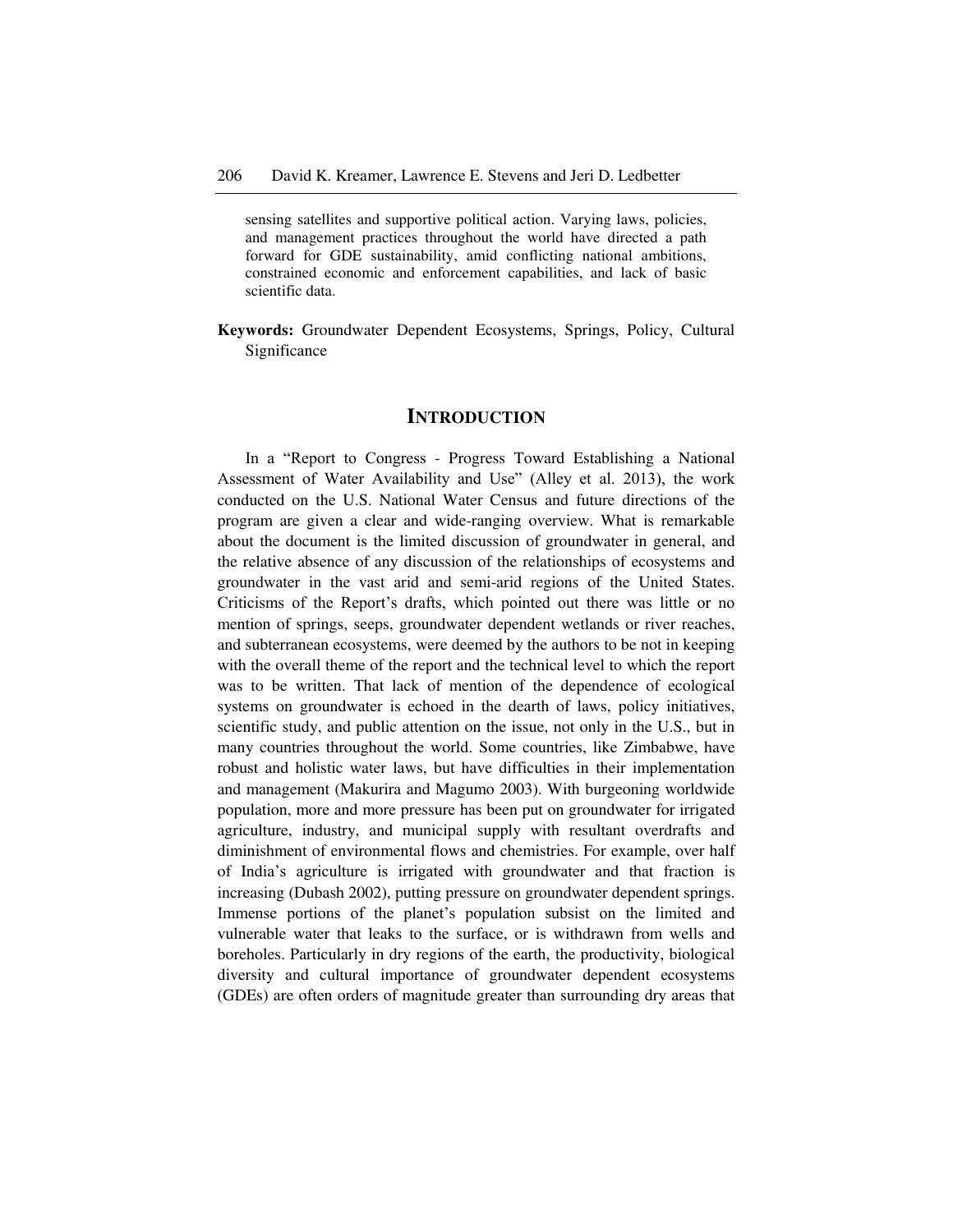sensing satellites and supportive political action. Varying laws, policies, and management practices throughout the world have directed a path forward for GDE sustainability, amid conflicting national ambitions, constrained economic and enforcement capabilities, and lack of basic scientific data.

**Keywords:** Groundwater Dependent Ecosystems, Springs, Policy, Cultural Significance

## INTRODUCTION

In a "Report to Congress - Progress Toward Establishing a National Assessment of Water Availability and Use" (Alley et al. 2013), the work conducted on the U.S. National Water Census and future directions of the program are given a clear and wide-ranging overview. What is remarkable about the document is the limited discussion of groundwater in general, and the relative absence of any discussion of the relationships of ecosystems and groundwater in the vast arid and semi-arid regions of the United States. Criticisms of the Report's drafts, which pointed out there was little or no mention of springs, seeps, groundwater dependent wetlands or river reaches, and subterranean ecosystems, were deemed by the authors to be not in keeping with the overall theme of the report and the technical level to which the report was to be written. That lack of mention of the dependence of ecological systems on groundwater is echoed in the dearth of laws, policy initiatives, scientific study, and public attention on the issue, not only in the U.S., but in many countries throughout the world. Some countries, like Zimbabwe, have robust and holistic water laws, but have difficulties in their implementation and management (Makurira and Magumo 2003). With burgeoning worldwide population, more and more pressure has been put on groundwater for irrigated agriculture, industry, and municipal supply with resultant overdrafts and diminishment of environmental flows and chemistries. For example, over half of India's agriculture is irrigated with groundwater and that fraction is increasing (Dubash 2002), putting pressure on groundwater dependent springs. Immense portions of the planet's population subsist on the limited and vulnerable water that leaks to the surface, or is withdrawn from wells and boreholes. Particularly in dry regions of the earth, the productivity, biological diversity and cultural importance of groundwater dependent ecosystems (GDEs) are often orders of magnitude greater than surrounding dry areas that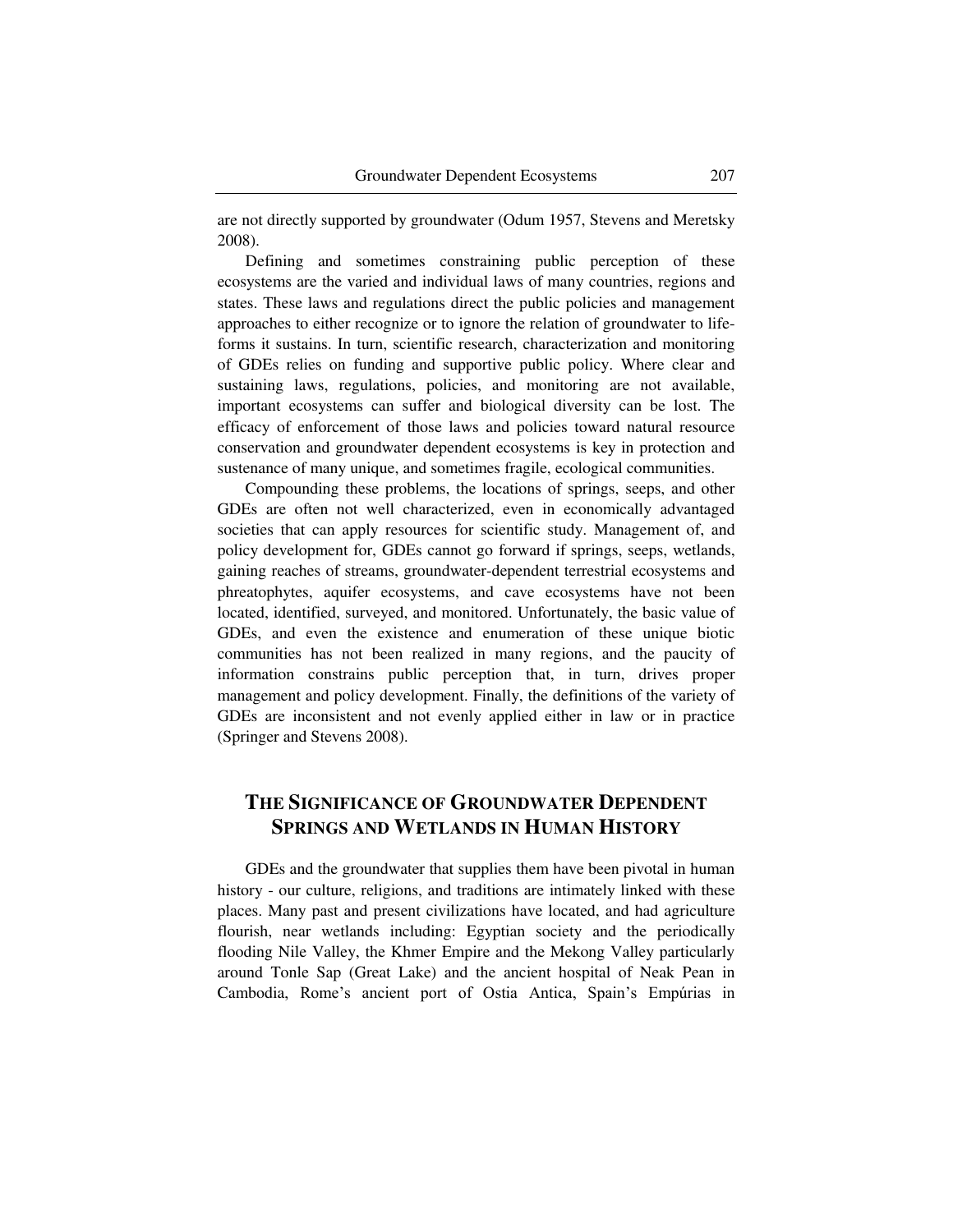are not directly supported by groundwater (Odum 1957, Stevens and Meretsky 2008).

Defining and sometimes constraining public perception of these ecosystems are the varied and individual laws of many countries, regions and states. These laws and regulations direct the public policies and management approaches to either recognize or to ignore the relation of groundwater to life-forms it sustains. In turn, scientific research, characterization and monitoring of GDEs relies on funding and supportive public policy. Where clear and sustaining laws, regulations, policies, and monitoring are not available, important ecosystems can suffer and biological diversity can be lost. The efficacy of enforcement of those laws and policies toward natural resource conservation and groundwater dependent ecosystems is key in protection and sustenance of many unique, and sometimes fragile, ecological communities.

Compounding these problems, the locations of springs, seeps, and other GDEs are often not well characterized, even in economically advantaged societies that can apply resources for scientific study. Management of, and policy development for, GDEs cannot go forward if springs, seeps, wetlands, gaining reaches of streams, groundwater-dependent terrestrial ecosystems and phreatophytes, aquifer ecosystems, and cave ecosystems have not been located, identified, surveyed, and monitored. Unfortunately, the basic value of GDEs, and even the existence and enumeration of these unique biotic communities has not been realized in many regions, and the paucity of information constrains public perception that, in turn, drives proper management and policy development. Finally, the definitions of the variety of GDEs are inconsistent and not evenly applied either in law or in practice (Springer and Stevens 2008).

## The Significance of Groundwater Dependent Springs and Wetlands in Human History

GDEs and the groundwater that supplies them have been pivotal in human history - our culture, religions, and traditions are intimately linked with these places. Many past and present civilizations have located, and had agriculture flourish, near wetlands including: Egyptian society and the periodically flooding Nile Valley, the Khmer Empire and the Mekong Valley particularly around Tonle Sap (Great Lake) and the ancient hospital of Neak Pean in Cambodia, Rome's ancient port of Ostia Antica, Spain's Empúrias in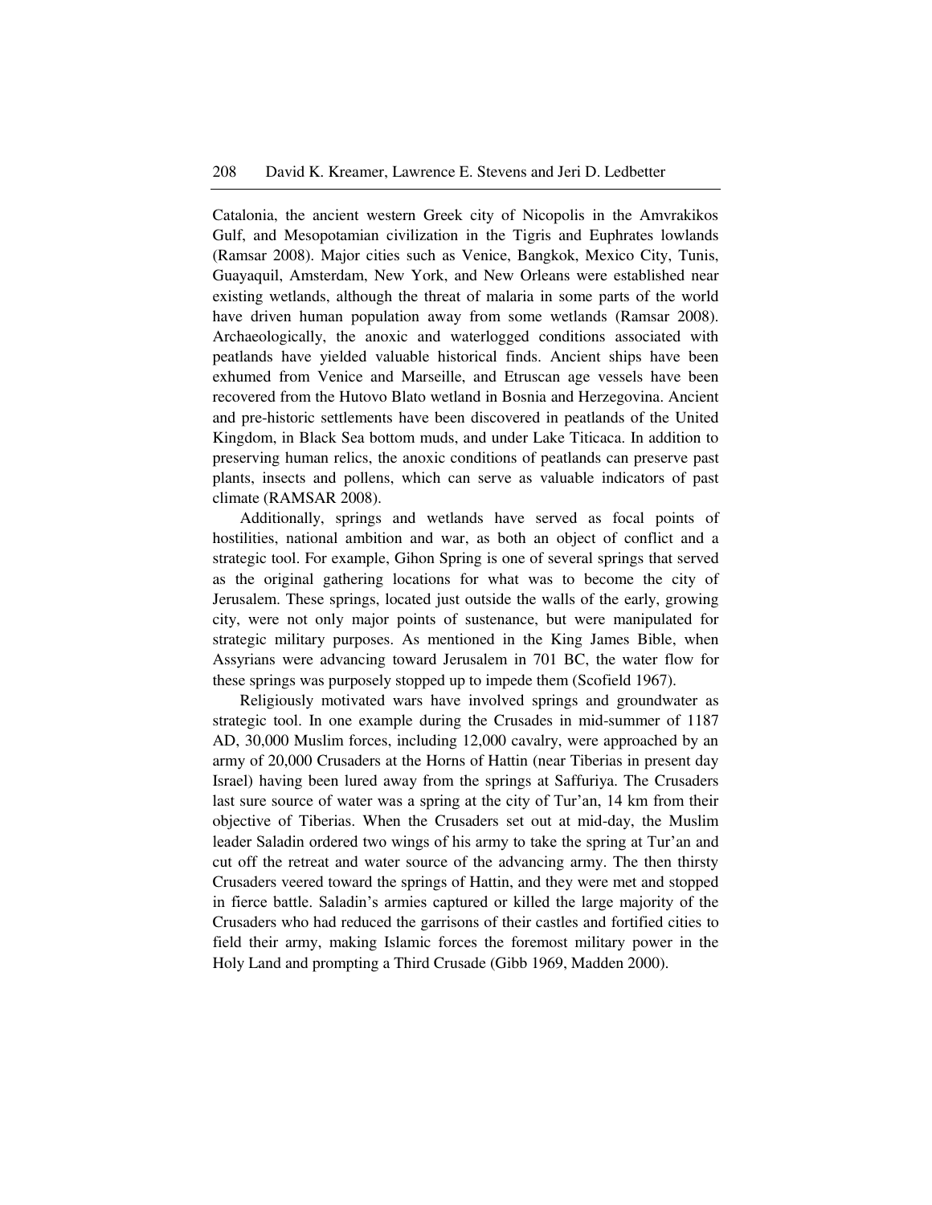Catalonia, the ancient western Greek city of Nicopolis in the Amvrakikos Gulf, and Mesopotamian civilization in the Tigris and Euphrates lowlands (Ramsar 2008). Major cities such as Venice, Bangkok, Mexico City, Tunis, Guayaquil, Amsterdam, New York, and New Orleans were established near existing wetlands, although the threat of malaria in some parts of the world have driven human population away from some wetlands (Ramsar 2008). Archaeologically, the anoxic and waterlogged conditions associated with peatlands have yielded valuable historical finds. Ancient ships have been exhumed from Venice and Marseille, and Etruscan age vessels have been recovered from the Hutovo Blato wetland in Bosnia and Herzegovina. Ancient and pre-historic settlements have been discovered in peatlands of the United Kingdom, in Black Sea bottom muds, and under Lake Titicaca. In addition to preserving human relics, the anoxic conditions of peatlands can preserve past plants, insects and pollens, which can serve as valuable indicators of past climate (RAMSAR 2008).

Additionally, springs and wetlands have served as focal points of hostilities, national ambition and war, as both an object of conflict and a strategic tool. For example, Gihon Spring is one of several springs that served as the original gathering locations for what was to become the city of Jerusalem. These springs, located just outside the walls of the early, growing city, were not only major points of sustenance, but were manipulated for strategic military purposes. As mentioned in the King James Bible, when Assyrians were advancing toward Jerusalem in 701 BC, the water flow for these springs was purposely stopped up to impede them (Scofield 1967).

Religiously motivated wars have involved springs and groundwater as strategic tool. In one example during the Crusades in mid-summer of 1187 AD, 30,000 Muslim forces, including 12,000 cavalry, were approached by an army of 20,000 Crusaders at the Horns of Hattin (near Tiberias in present day Israel) having been lured away from the springs at Saffuriya. The Crusaders last sure source of water was a spring at the city of Tur'an, 14 km from their objective of Tiberias. When the Crusaders set out at mid-day, the Muslim leader Saladin ordered two wings of his army to take the spring at Tur'an and cut off the retreat and water source of the advancing army. The then thirsty Crusaders veered toward the springs of Hattin, and they were met and stopped in fierce battle. Saladin's armies captured or killed the large majority of the Crusaders who had reduced the garrisons of their castles and fortified cities to field their army, making Islamic forces the foremost military power in the Holy Land and prompting a Third Crusade (Gibb 1969, Madden 2000).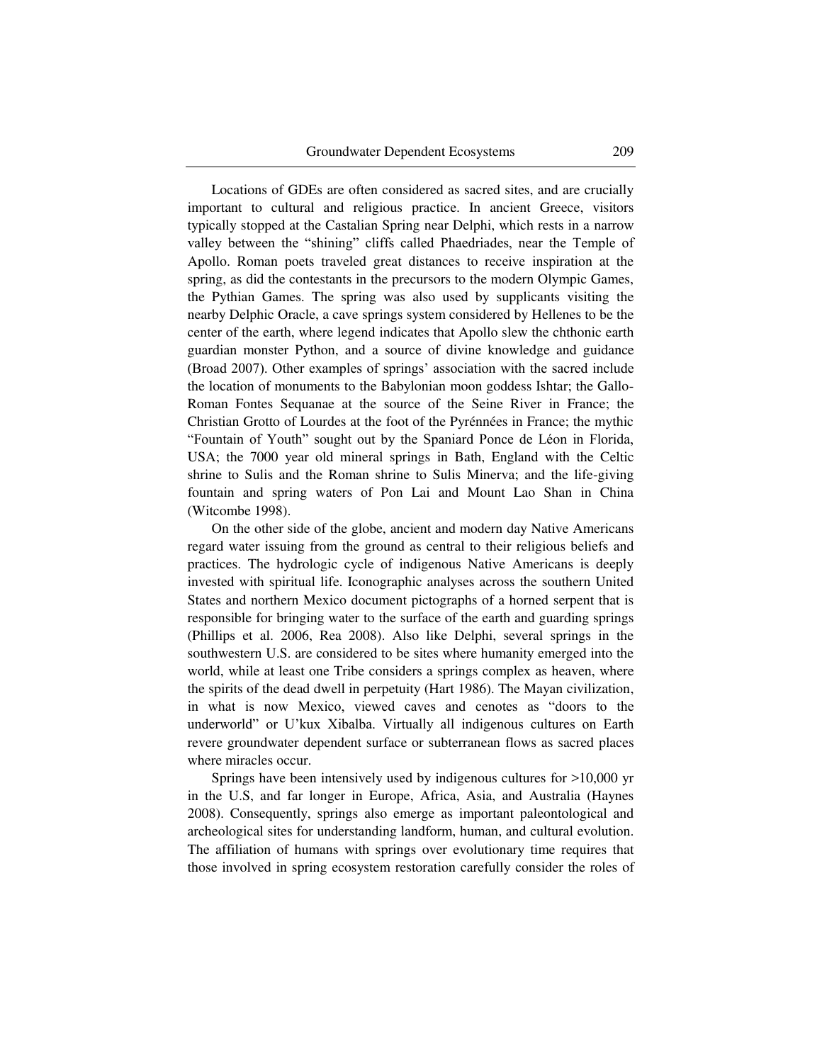Locations of GDEs are often considered as sacred sites, and are crucially important to cultural and religious practice. In ancient Greece, visitors typically stopped at the Castalian Spring near Delphi, which rests in a narrow valley between the "shining" cliffs called Phaedriades, near the Temple of Apollo. Roman poets traveled great distances to receive inspiration at the spring, as did the contestants in the precursors to the modern Olympic Games, the Pythian Games. The spring was also used by supplicants visiting the nearby Delphic Oracle, a cave springs system considered by Hellenes to be the center of the earth, where legend indicates that Apollo slew the chthonic earth guardian monster Python, and a source of divine knowledge and guidance (Broad 2007). Other examples of springs' association with the sacred include the location of monuments to the Babylonian moon goddess Ishtar; the Gallo-Roman Fontes Sequanae at the source of the Seine River in France; the Christian Grotto of Lourdes at the foot of the Pyrénnées in France; the mythic "Fountain of Youth" sought out by the Spaniard Ponce de Léon in Florida, USA; the 7000 year old mineral springs in Bath, England with the Celtic shrine to Sulis and the Roman shrine to Sulis Minerva; and the life-giving fountain and spring waters of Pon Lai and Mount Lao Shan in China (Witcombe 1998).

On the other side of the globe, ancient and modern day Native Americans regard water issuing from the ground as central to their religious beliefs and practices. The hydrologic cycle of indigenous Native Americans is deeply invested with spiritual life. Iconographic analyses across the southern United States and northern Mexico document pictographs of a horned serpent that is responsible for bringing water to the surface of the earth and guarding springs (Phillips et al. 2006, Rea 2008). Also like Delphi, several springs in the southwestern U.S. are considered to be sites where humanity emerged into the world, while at least one Tribe considers a springs complex as heaven, where the spirits of the dead dwell in perpetuity (Hart 1986). The Mayan civilization, in what is now Mexico, viewed caves and cenotes as "doors to the underworld" or U'kux Xibalba. Virtually all indigenous cultures on Earth revere groundwater dependent surface or subterranean flows as sacred places where miracles occur.

Springs have been intensively used by indigenous cultures for >10,000 yr in the U.S, and far longer in Europe, Africa, Asia, and Australia (Haynes 2008). Consequently, springs also emerge as important paleontological and archeological sites for understanding landform, human, and cultural evolution. The affiliation of humans with springs over evolutionary time requires that those involved in spring ecosystem restoration carefully consider the roles of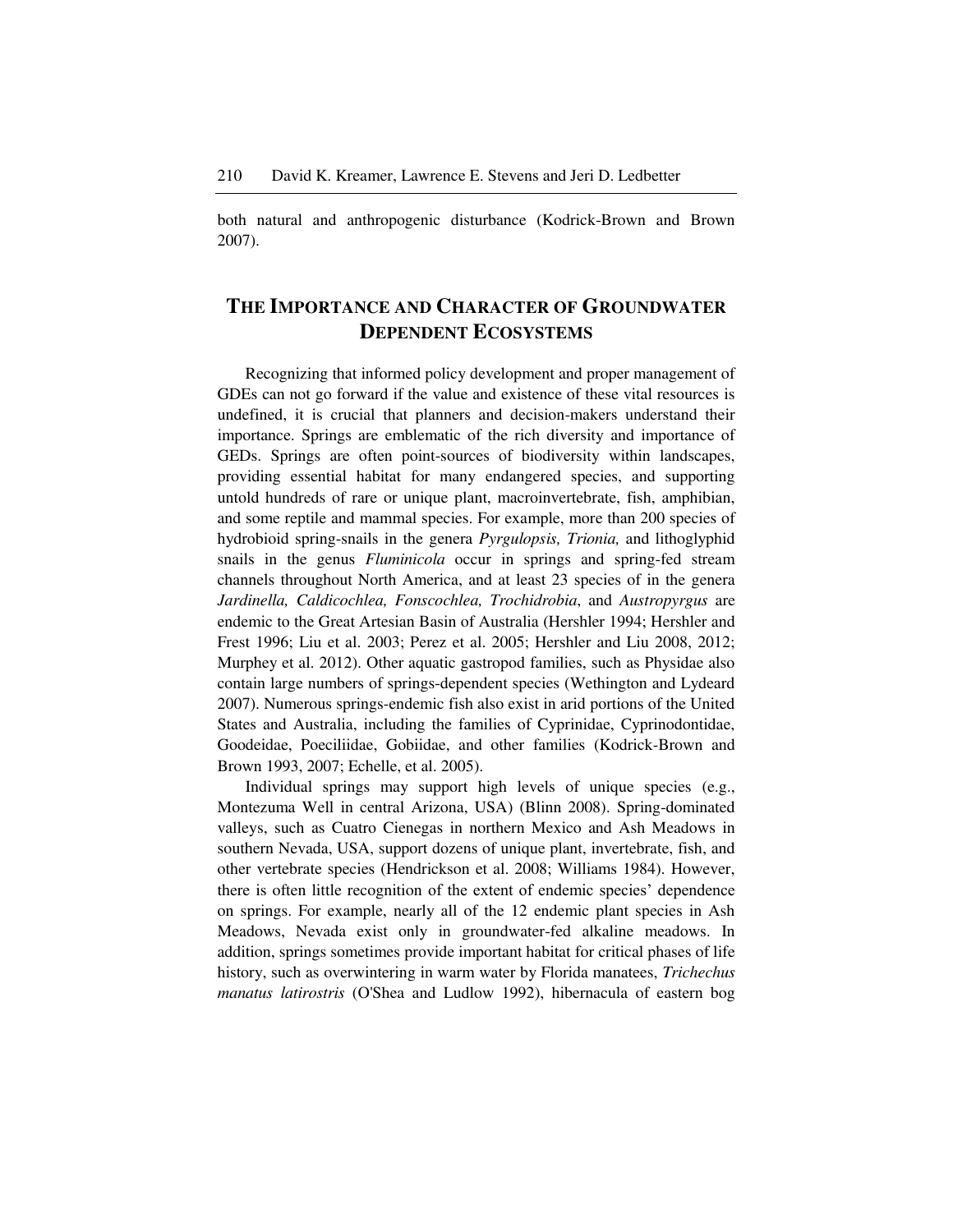both natural and anthropogenic disturbance (Kodrick-Brown and Brown 2007).

## The Importance and Character of Groundwater Dependent Ecosystems

Recognizing that informed policy development and proper management of GDEs can not go forward if the value and existence of these vital resources is undefined, it is crucial that planners and decision-makers understand their importance. Springs are emblematic of the rich diversity and importance of GEDs. Springs are often point-sources of biodiversity within landscapes, providing essential habitat for many endangered species, and supporting untold hundreds of rare or unique plant, macroinvertebrate, fish, amphibian, and some reptile and mammal species. For example, more than 200 species of hydrobioid spring-snails in the genera *Pyrgulopsis, Trionia,* and lithoglyphid snails in the genus *Fluminicola* occur in springs and spring-fed stream channels throughout North America, and at least 23 species of in the genera *Jardinella, Caldicochlea, Fonscochlea, Trochidrobia*, and *Austropyrgus* are endemic to the Great Artesian Basin of Australia (Hershler 1994; Hershler and Frest 1996; Liu et al. 2003; Perez et al. 2005; Hershler and Liu 2008, 2012; Murphey et al. 2012). Other aquatic gastropod families, such as Physidae also contain large numbers of springs-dependent species (Wethington and Lydeard 2007). Numerous springs-endemic fish also exist in arid portions of the United States and Australia, including the families of Cyprinidae, Cyprinodontidae, Goodeidae, Poeciliidae, Gobiidae, and other families (Kodrick-Brown and Brown 1993, 2007; Echelle, et al. 2005).

Individual springs may support high levels of unique species (e.g., Montezuma Well in central Arizona, USA) (Blinn 2008). Spring-dominated valleys, such as Cuatro Cienegas in northern Mexico and Ash Meadows in southern Nevada, USA, support dozens of unique plant, invertebrate, fish, and other vertebrate species (Hendrickson et al. 2008; Williams 1984). However, there is often little recognition of the extent of endemic species' dependence on springs. For example, nearly all of the 12 endemic plant species in Ash Meadows, Nevada exist only in groundwater-fed alkaline meadows. In addition, springs sometimes provide important habitat for critical phases of life history, such as overwintering in warm water by Florida manatees, *Trichechus manatus latirostris* (O'Shea and Ludlow 1992), hibernacula of eastern bog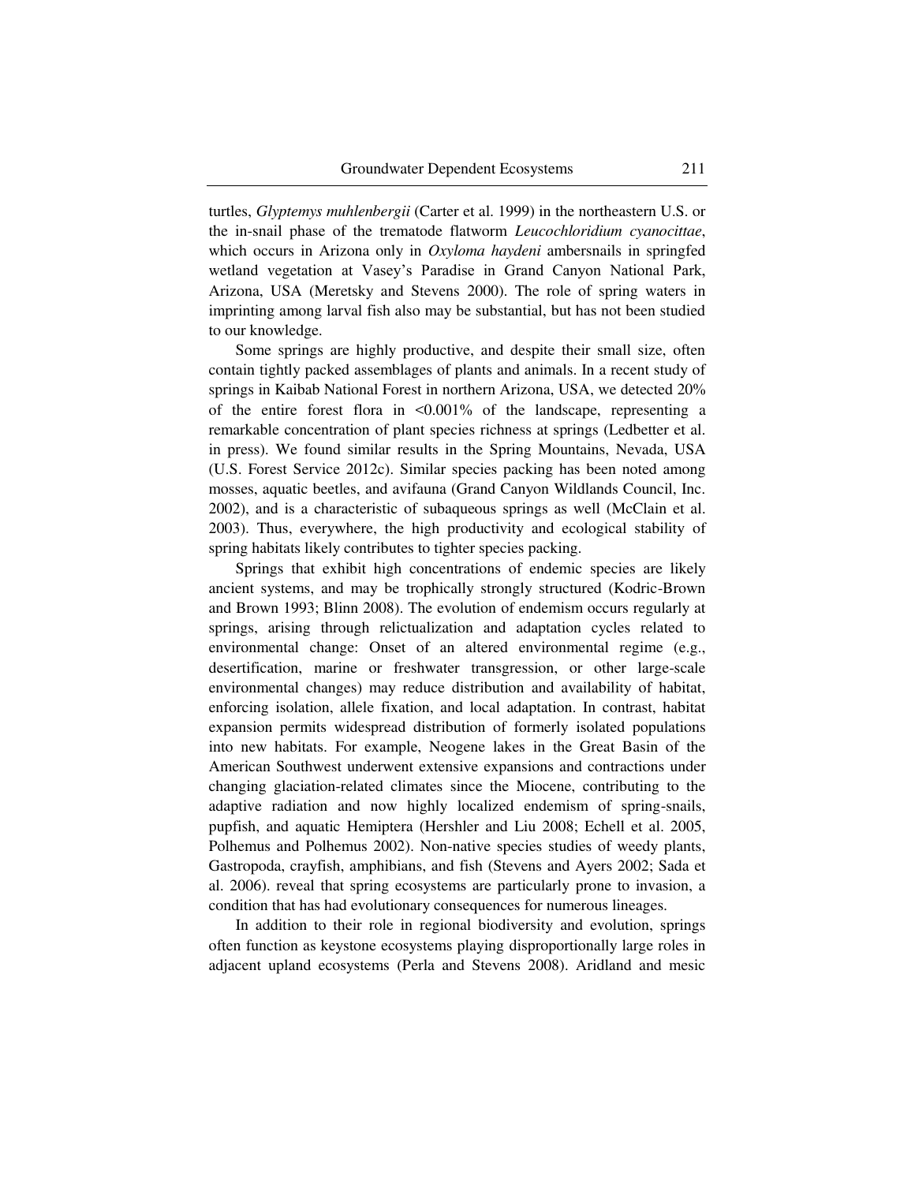turtles, *Glyptemys muhlenbergii* (Carter et al. 1999) in the northeastern U.S. or the in-snail phase of the trematode flatworm *Leucochloridium cyanocittae*, which occurs in Arizona only in *Oxyloma haydeni* ambersnails in springfed wetland vegetation at Vasey's Paradise in Grand Canyon National Park, Arizona, USA (Meretsky and Stevens 2000). The role of spring waters in imprinting among larval fish also may be substantial, but has not been studied to our knowledge.

Some springs are highly productive, and despite their small size, often contain tightly packed assemblages of plants and animals. In a recent study of springs in Kaibab National Forest in northern Arizona, USA, we detected 20% of the entire forest flora in <0.001% of the landscape, representing a remarkable concentration of plant species richness at springs (Ledbetter et al. in press). We found similar results in the Spring Mountains, Nevada, USA (U.S. Forest Service 2012c). Similar species packing has been noted among mosses, aquatic beetles, and avifauna (Grand Canyon Wildlands Council, Inc. 2002), and is a characteristic of subaqueous springs as well (McClain et al. 2003). Thus, everywhere, the high productivity and ecological stability of spring habitats likely contributes to tighter species packing.

Springs that exhibit high concentrations of endemic species are likely ancient systems, and may be trophically strongly structured (Kodric-Brown and Brown 1993; Blinn 2008). The evolution of endemism occurs regularly at springs, arising through relictualization and adaptation cycles related to environmental change: Onset of an altered environmental regime (e.g., desertification, marine or freshwater transgression, or other large-scale environmental changes) may reduce distribution and availability of habitat, enforcing isolation, allele fixation, and local adaptation. In contrast, habitat expansion permits widespread distribution of formerly isolated populations into new habitats. For example, Neogene lakes in the Great Basin of the American Southwest underwent extensive expansions and contractions under changing glaciation-related climates since the Miocene, contributing to the adaptive radiation and now highly localized endemism of spring-snails, pupfish, and aquatic Hemiptera (Hershler and Liu 2008; Echell et al. 2005, Polhemus and Polhemus 2002). Non-native species studies of weedy plants, Gastropoda, crayfish, amphibians, and fish (Stevens and Ayers 2002; Sada et al. 2006). reveal that spring ecosystems are particularly prone to invasion, a condition that has had evolutionary consequences for numerous lineages.

In addition to their role in regional biodiversity and evolution, springs often function as keystone ecosystems playing disproportionally large roles in adjacent upland ecosystems (Perla and Stevens 2008). Aridland and mesic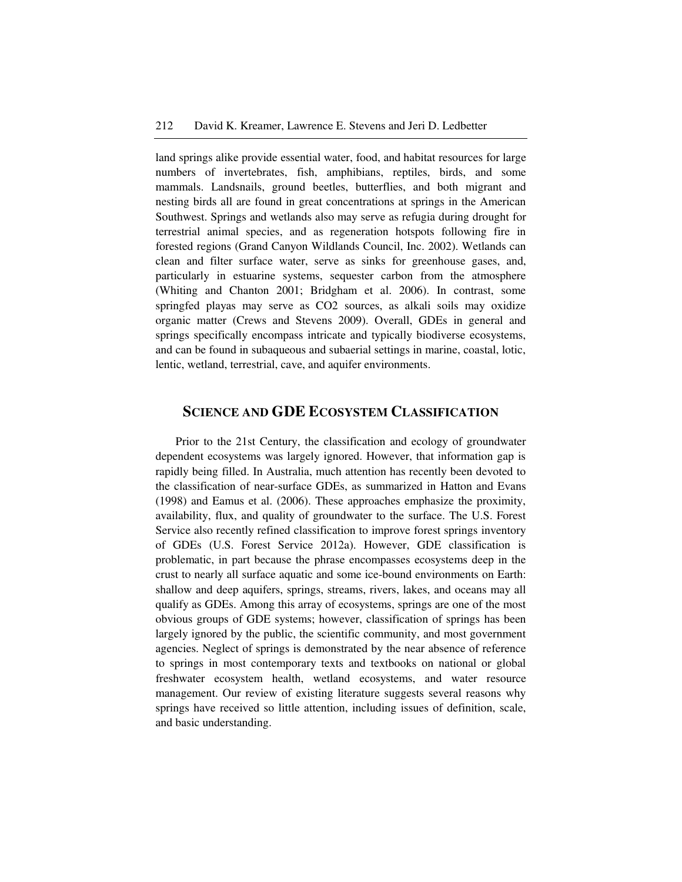land springs alike provide essential water, food, and habitat resources for large numbers of invertebrates, fish, amphibians, reptiles, birds, and some mammals. Landsnails, ground beetles, butterflies, and both migrant and nesting birds all are found in great concentrations at springs in the American Southwest. Springs and wetlands also may serve as refugia during drought for terrestrial animal species, and as regeneration hotspots following fire in forested regions (Grand Canyon Wildlands Council, Inc. 2002). Wetlands can clean and filter surface water, serve as sinks for greenhouse gases, and, particularly in estuarine systems, sequester carbon from the atmosphere (Whiting and Chanton 2001; Bridgham et al. 2006). In contrast, some springfed playas may serve as $CO_2$ sources, as alkali soils may oxidize organic matter (Crews and Stevens 2009). Overall, GDEs in general and springs specifically encompass intricate and typically biodiverse ecosystems, and can be found in subaqueous and subaerial settings in marine, coastal, lotic, lentic, wetland, terrestrial, cave, and aquifer environments.

## SCIENCE AND GDE ECOSYSTEM CLASSIFICATION

Prior to the 21st Century, the classification and ecology of groundwater dependent ecosystems was largely ignored. However, that information gap is rapidly being filled. In Australia, much attention has recently been devoted to the classification of near-surface GDEs, as summarized in Hatton and Evans (1998) and Eamus et al. (2006). These approaches emphasize the proximity, availability, flux, and quality of groundwater to the surface. The U.S. Forest Service also recently refined classification to improve forest springs inventory of GDEs (U.S. Forest Service 2012a). However, GDE classification is problematic, in part because the phrase encompasses ecosystems deep in the crust to nearly all surface aquatic and some ice-bound environments on Earth: shallow and deep aquifers, springs, streams, rivers, lakes, and oceans may all qualify as GDEs. Among this array of ecosystems, springs are one of the most obvious groups of GDE systems; however, classification of springs has been largely ignored by the public, the scientific community, and most government agencies. Neglect of springs is demonstrated by the near absence of reference to springs in most contemporary texts and textbooks on national or global freshwater ecosystem health, wetland ecosystems, and water resource management. Our review of existing literature suggests several reasons why springs have received so little attention, including issues of definition, scale, and basic understanding.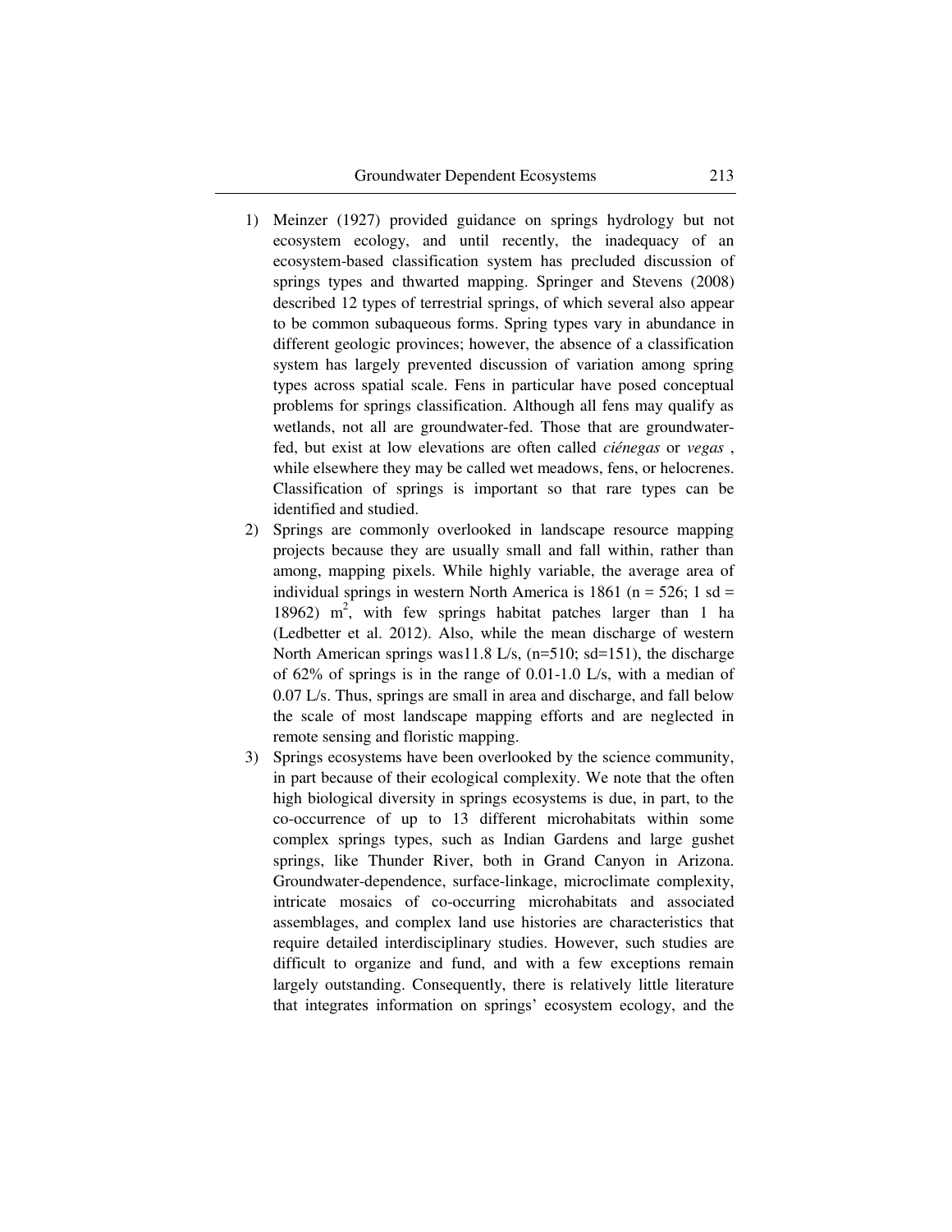1) Meinzer (1927) provided guidance on springs hydrology but not ecosystem ecology, and until recently, the inadequacy of an ecosystem-based classification system has precluded discussion of springs types and thwarted mapping. Springer and Stevens (2008) described 12 types of terrestrial springs, of which several also appear to be common subaqueous forms. Spring types vary in abundance in different geologic provinces; however, the absence of a classification system has largely prevented discussion of variation among spring types across spatial scale. Fens in particular have posed conceptual problems for springs classification. Although all fens may qualify as wetlands, not all are groundwater-fed. Those that are groundwater-fed, but exist at low elevations are often called *ciénegas* or *vegas* , while elsewhere they may be called wet meadows, fens, or helocrenes. Classification of springs is important so that rare types can be identified and studied.
2) Springs are commonly overlooked in landscape resource mapping projects because they are usually small and fall within, rather than among, mapping pixels. While highly variable, the average area of individual springs in western North America is 1861 (n = 526; 1 sd = 18962) $m^2$, with few springs habitat patches larger than 1 ha (Ledbetter et al. 2012). Also, while the mean discharge of western North American springs was11.8 L/s, (n=510; sd=151), the discharge of 62% of springs is in the range of 0.01-1.0 L/s, with a median of 0.07 L/s. Thus, springs are small in area and discharge, and fall below the scale of most landscape mapping efforts and are neglected in remote sensing and floristic mapping.
3) Springs ecosystems have been overlooked by the science community, in part because of their ecological complexity. We note that the often high biological diversity in springs ecosystems is due, in part, to the co-occurrence of up to 13 different microhabitats within some complex springs types, such as Indian Gardens and large gushet springs, like Thunder River, both in Grand Canyon in Arizona. Groundwater-dependence, surface-linkage, microclimate complexity, intricate mosaics of co-occurring microhabitats and associated assemblages, and complex land use histories are characteristics that require detailed interdisciplinary studies. However, such studies are difficult to organize and fund, and with a few exceptions remain largely outstanding. Consequently, there is relatively little literature that integrates information on springs' ecosystem ecology, and the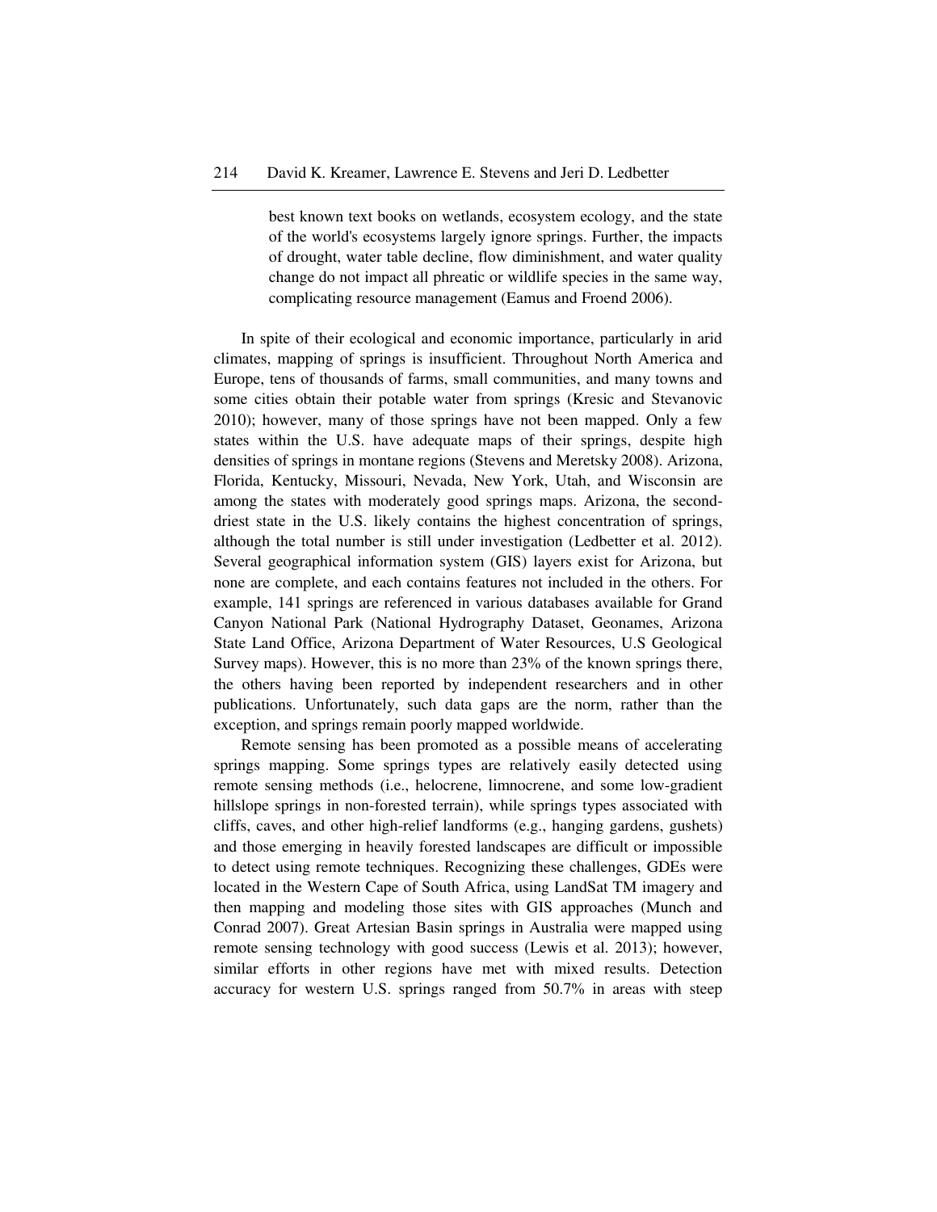> best known text books on wetlands, ecosystem ecology, and the state of the world's ecosystems largely ignore springs. Further, the impacts of drought, water table decline, flow diminishment, and water quality change do not impact all phreatic or wildlife species in the same way, complicating resource management (Eamus and Froend 2006).

In spite of their ecological and economic importance, particularly in arid climates, mapping of springs is insufficient. Throughout North America and Europe, tens of thousands of farms, small communities, and many towns and some cities obtain their potable water from springs (Kresic and Stevanovic 2010); however, many of those springs have not been mapped. Only a few states within the U.S. have adequate maps of their springs, despite high densities of springs in montane regions (Stevens and Meretsky 2008). Arizona, Florida, Kentucky, Missouri, Nevada, New York, Utah, and Wisconsin are among the states with moderately good springs maps. Arizona, the second-driest state in the U.S. likely contains the highest concentration of springs, although the total number is still under investigation (Ledbetter et al. 2012). Several geographical information system (GIS) layers exist for Arizona, but none are complete, and each contains features not included in the others. For example, 141 springs are referenced in various databases available for Grand Canyon National Park (National Hydrography Dataset, Geonames, Arizona State Land Office, Arizona Department of Water Resources, U.S Geological Survey maps). However, this is no more than 23% of the known springs there, the others having been reported by independent researchers and in other publications. Unfortunately, such data gaps are the norm, rather than the exception, and springs remain poorly mapped worldwide.

Remote sensing has been promoted as a possible means of accelerating springs mapping. Some springs types are relatively easily detected using remote sensing methods (i.e., helocrene, limnocrene, and some low-gradient hillslope springs in non-forested terrain), while springs types associated with cliffs, caves, and other high-relief landforms (e.g., hanging gardens, gushets) and those emerging in heavily forested landscapes are difficult or impossible to detect using remote techniques. Recognizing these challenges, GDEs were located in the Western Cape of South Africa, using LandSat TM imagery and then mapping and modeling those sites with GIS approaches (Munch and Conrad 2007). Great Artesian Basin springs in Australia were mapped using remote sensing technology with good success (Lewis et al. 2013); however, similar efforts in other regions have met with mixed results. Detection accuracy for western U.S. springs ranged from 50.7% in areas with steep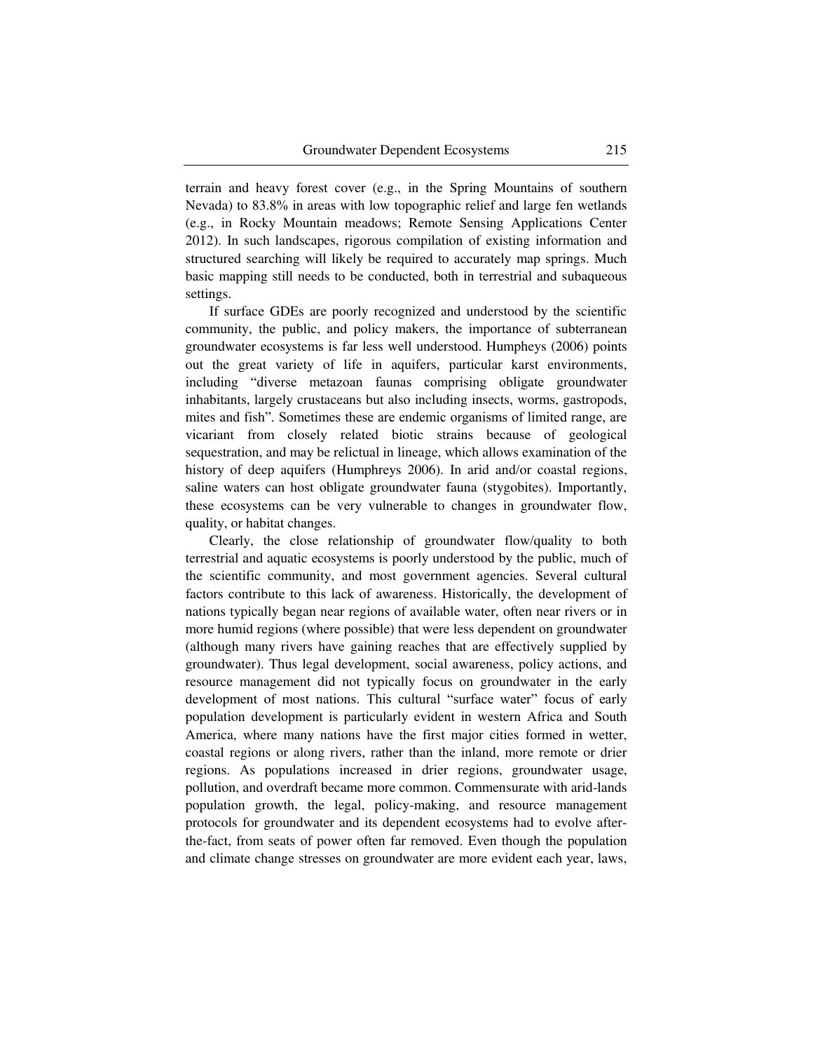terrain and heavy forest cover (e.g., in the Spring Mountains of southern Nevada) to 83.8% in areas with low topographic relief and large fen wetlands (e.g., in Rocky Mountain meadows; Remote Sensing Applications Center 2012). In such landscapes, rigorous compilation of existing information and structured searching will likely be required to accurately map springs. Much basic mapping still needs to be conducted, both in terrestrial and subaqueous settings.

If surface GDEs are poorly recognized and understood by the scientific community, the public, and policy makers, the importance of subterranean groundwater ecosystems is far less well understood. Humpheys (2006) points out the great variety of life in aquifers, particular karst environments, including "diverse metazoan faunas comprising obligate groundwater inhabitants, largely crustaceans but also including insects, worms, gastropods, mites and fish". Sometimes these are endemic organisms of limited range, are vicariant from closely related biotic strains because of geological sequestration, and may be relictual in lineage, which allows examination of the history of deep aquifers (Humphreys 2006). In arid and/or coastal regions, saline waters can host obligate groundwater fauna (stygobites). Importantly, these ecosystems can be very vulnerable to changes in groundwater flow, quality, or habitat changes.

Clearly, the close relationship of groundwater flow/quality to both terrestrial and aquatic ecosystems is poorly understood by the public, much of the scientific community, and most government agencies. Several cultural factors contribute to this lack of awareness. Historically, the development of nations typically began near regions of available water, often near rivers or in more humid regions (where possible) that were less dependent on groundwater (although many rivers have gaining reaches that are effectively supplied by groundwater). Thus legal development, social awareness, policy actions, and resource management did not typically focus on groundwater in the early development of most nations. This cultural "surface water" focus of early population development is particularly evident in western Africa and South America, where many nations have the first major cities formed in wetter, coastal regions or along rivers, rather than the inland, more remote or drier regions. As populations increased in drier regions, groundwater usage, pollution, and overdraft became more common. Commensurate with arid-lands population growth, the legal, policy-making, and resource management protocols for groundwater and its dependent ecosystems had to evolve after-the-fact, from seats of power often far removed. Even though the population and climate change stresses on groundwater are more evident each year, laws,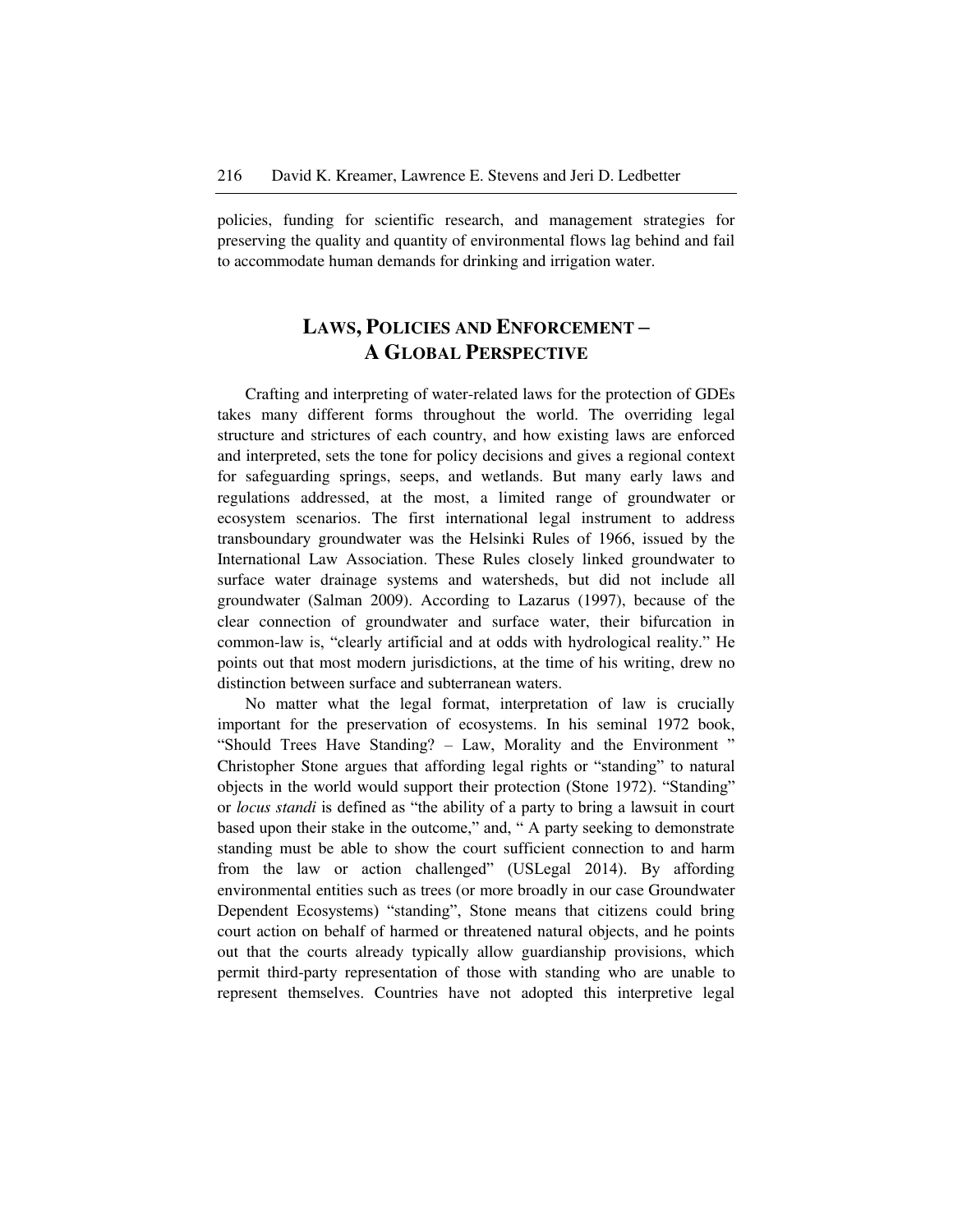policies, funding for scientific research, and management strategies for preserving the quality and quantity of environmental flows lag behind and fail to accommodate human demands for drinking and irrigation water.

## LAWS, POLICIES AND ENFORCEMENT – A GLOBAL PERSPECTIVE

Crafting and interpreting of water-related laws for the protection of GDEs takes many different forms throughout the world. The overriding legal structure and strictures of each country, and how existing laws are enforced and interpreted, sets the tone for policy decisions and gives a regional context for safeguarding springs, seeps, and wetlands. But many early laws and regulations addressed, at the most, a limited range of groundwater or ecosystem scenarios. The first international legal instrument to address transboundary groundwater was the Helsinki Rules of 1966, issued by the International Law Association. These Rules closely linked groundwater to surface water drainage systems and watersheds, but did not include all groundwater (Salman 2009). According to Lazarus (1997), because of the clear connection of groundwater and surface water, their bifurcation in common-law is, "clearly artificial and at odds with hydrological reality." He points out that most modern jurisdictions, at the time of his writing, drew no distinction between surface and subterranean waters.

No matter what the legal format, interpretation of law is crucially important for the preservation of ecosystems. In his seminal 1972 book, "Should Trees Have Standing? – Law, Morality and the Environment " Christopher Stone argues that affording legal rights or "standing" to natural objects in the world would support their protection (Stone 1972). "Standing" or *locus standi* is defined as "the ability of a party to bring a lawsuit in court based upon their stake in the outcome," and, " A party seeking to demonstrate standing must be able to show the court sufficient connection to and harm from the law or action challenged" (USLegal 2014). By affording environmental entities such as trees (or more broadly in our case Groundwater Dependent Ecosystems) "standing", Stone means that citizens could bring court action on behalf of harmed or threatened natural objects, and he points out that the courts already typically allow guardianship provisions, which permit third-party representation of those with standing who are unable to represent themselves. Countries have not adopted this interpretive legal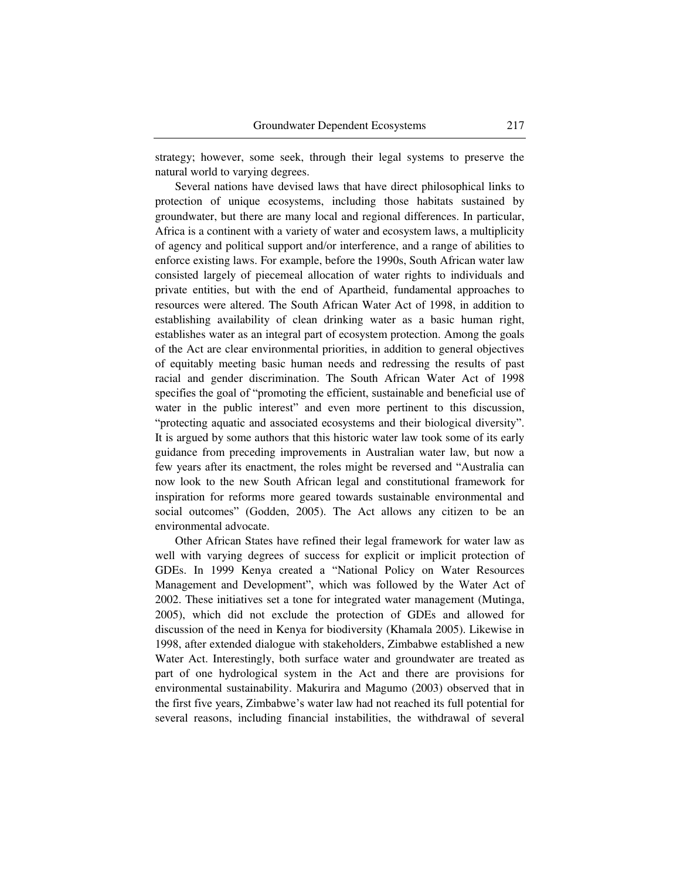strategy; however, some seek, through their legal systems to preserve the natural world to varying degrees.

Several nations have devised laws that have direct philosophical links to protection of unique ecosystems, including those habitats sustained by groundwater, but there are many local and regional differences. In particular, Africa is a continent with a variety of water and ecosystem laws, a multiplicity of agency and political support and/or interference, and a range of abilities to enforce existing laws. For example, before the 1990s, South African water law consisted largely of piecemeal allocation of water rights to individuals and private entities, but with the end of Apartheid, fundamental approaches to resources were altered. The South African Water Act of 1998, in addition to establishing availability of clean drinking water as a basic human right, establishes water as an integral part of ecosystem protection. Among the goals of the Act are clear environmental priorities, in addition to general objectives of equitably meeting basic human needs and redressing the results of past racial and gender discrimination. The South African Water Act of 1998 specifies the goal of "promoting the efficient, sustainable and beneficial use of water in the public interest" and even more pertinent to this discussion, "protecting aquatic and associated ecosystems and their biological diversity". It is argued by some authors that this historic water law took some of its early guidance from preceding improvements in Australian water law, but now a few years after its enactment, the roles might be reversed and "Australia can now look to the new South African legal and constitutional framework for inspiration for reforms more geared towards sustainable environmental and social outcomes" (Godden, 2005). The Act allows any citizen to be an environmental advocate.

Other African States have refined their legal framework for water law as well with varying degrees of success for explicit or implicit protection of GDEs. In 1999 Kenya created a "National Policy on Water Resources Management and Development", which was followed by the Water Act of 2002. These initiatives set a tone for integrated water management (Mutinga, 2005), which did not exclude the protection of GDEs and allowed for discussion of the need in Kenya for biodiversity (Khamala 2005). Likewise in 1998, after extended dialogue with stakeholders, Zimbabwe established a new Water Act. Interestingly, both surface water and groundwater are treated as part of one hydrological system in the Act and there are provisions for environmental sustainability. Makurira and Magumo (2003) observed that in the first five years, Zimbabwe's water law had not reached its full potential for several reasons, including financial instabilities, the withdrawal of several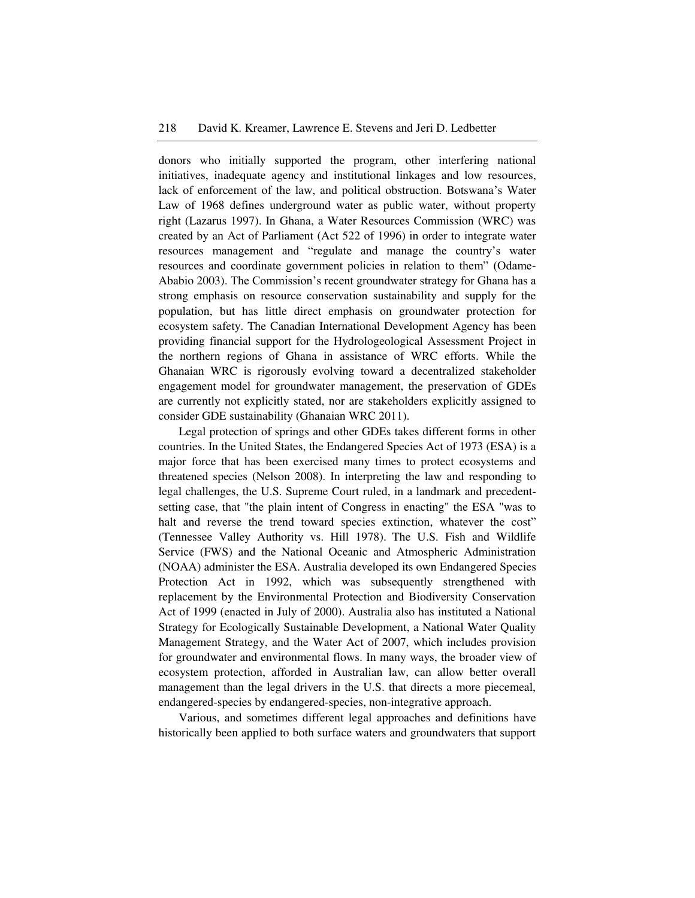donors who initially supported the program, other interfering national initiatives, inadequate agency and institutional linkages and low resources, lack of enforcement of the law, and political obstruction. Botswana's Water Law of 1968 defines underground water as public water, without property right (Lazarus 1997). In Ghana, a Water Resources Commission (WRC) was created by an Act of Parliament (Act 522 of 1996) in order to integrate water resources management and "regulate and manage the country's water resources and coordinate government policies in relation to them" (Odame-Ababio 2003). The Commission's recent groundwater strategy for Ghana has a strong emphasis on resource conservation sustainability and supply for the population, but has little direct emphasis on groundwater protection for ecosystem safety. The Canadian International Development Agency has been providing financial support for the Hydrologeological Assessment Project in the northern regions of Ghana in assistance of WRC efforts. While the Ghanaian WRC is rigorously evolving toward a decentralized stakeholder engagement model for groundwater management, the preservation of GDEs are currently not explicitly stated, nor are stakeholders explicitly assigned to consider GDE sustainability (Ghanaian WRC 2011).

Legal protection of springs and other GDEs takes different forms in other countries. In the United States, the Endangered Species Act of 1973 (ESA) is a major force that has been exercised many times to protect ecosystems and threatened species (Nelson 2008). In interpreting the law and responding to legal challenges, the U.S. Supreme Court ruled, in a landmark and precedent-setting case, that "the plain intent of Congress in enacting" the ESA "was to halt and reverse the trend toward species extinction, whatever the cost" (Tennessee Valley Authority vs. Hill 1978). The U.S. Fish and Wildlife Service (FWS) and the National Oceanic and Atmospheric Administration (NOAA) administer the ESA. Australia developed its own Endangered Species Protection Act in 1992, which was subsequently strengthened with replacement by the Environmental Protection and Biodiversity Conservation Act of 1999 (enacted in July of 2000). Australia also has instituted a National Strategy for Ecologically Sustainable Development, a National Water Quality Management Strategy, and the Water Act of 2007, which includes provision for groundwater and environmental flows. In many ways, the broader view of ecosystem protection, afforded in Australian law, can allow better overall management than the legal drivers in the U.S. that directs a more piecemeal, endangered-species by endangered-species, non-integrative approach.

Various, and sometimes different legal approaches and definitions have historically been applied to both surface waters and groundwaters that support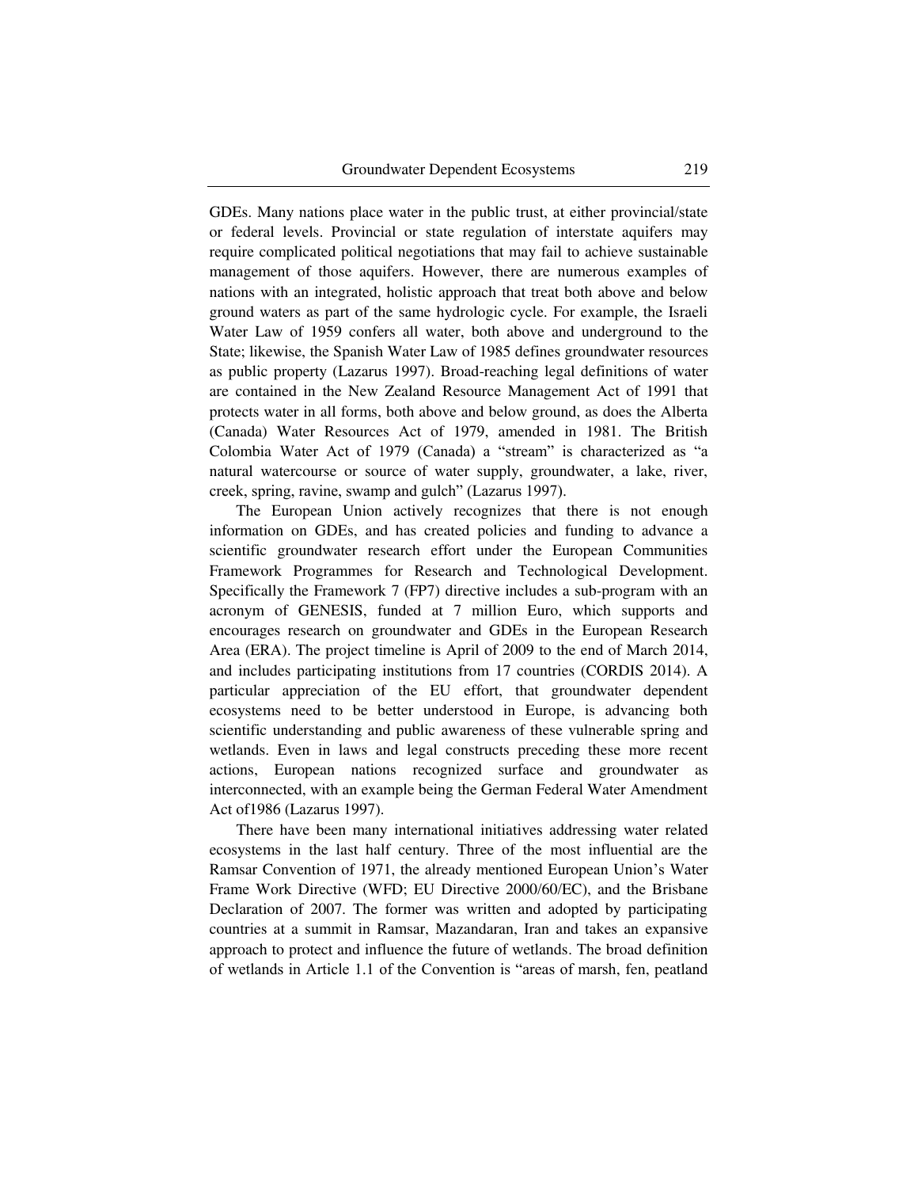GDEs. Many nations place water in the public trust, at either provincial/state or federal levels. Provincial or state regulation of interstate aquifers may require complicated political negotiations that may fail to achieve sustainable management of those aquifers. However, there are numerous examples of nations with an integrated, holistic approach that treat both above and below ground waters as part of the same hydrologic cycle. For example, the Israeli Water Law of 1959 confers all water, both above and underground to the State; likewise, the Spanish Water Law of 1985 defines groundwater resources as public property (Lazarus 1997). Broad-reaching legal definitions of water are contained in the New Zealand Resource Management Act of 1991 that protects water in all forms, both above and below ground, as does the Alberta (Canada) Water Resources Act of 1979, amended in 1981. The British Colombia Water Act of 1979 (Canada) a "stream" is characterized as "a natural watercourse or source of water supply, groundwater, a lake, river, creek, spring, ravine, swamp and gulch" (Lazarus 1997).

The European Union actively recognizes that there is not enough information on GDEs, and has created policies and funding to advance a scientific groundwater research effort under the European Communities Framework Programmes for Research and Technological Development. Specifically the Framework 7 (FP7) directive includes a sub-program with an acronym of GENESIS, funded at 7 million Euro, which supports and encourages research on groundwater and GDEs in the European Research Area (ERA). The project timeline is April of 2009 to the end of March 2014, and includes participating institutions from 17 countries (CORDIS 2014). A particular appreciation of the EU effort, that groundwater dependent ecosystems need to be better understood in Europe, is advancing both scientific understanding and public awareness of these vulnerable spring and wetlands. Even in laws and legal constructs preceding these more recent actions, European nations recognized surface and groundwater as interconnected, with an example being the German Federal Water Amendment Act of1986 (Lazarus 1997).

There have been many international initiatives addressing water related ecosystems in the last half century. Three of the most influential are the Ramsar Convention of 1971, the already mentioned European Union's Water Frame Work Directive (WFD; EU Directive 2000/60/EC), and the Brisbane Declaration of 2007. The former was written and adopted by participating countries at a summit in Ramsar, Mazandaran, Iran and takes an expansive approach to protect and influence the future of wetlands. The broad definition of wetlands in Article 1.1 of the Convention is "areas of marsh, fen, peatland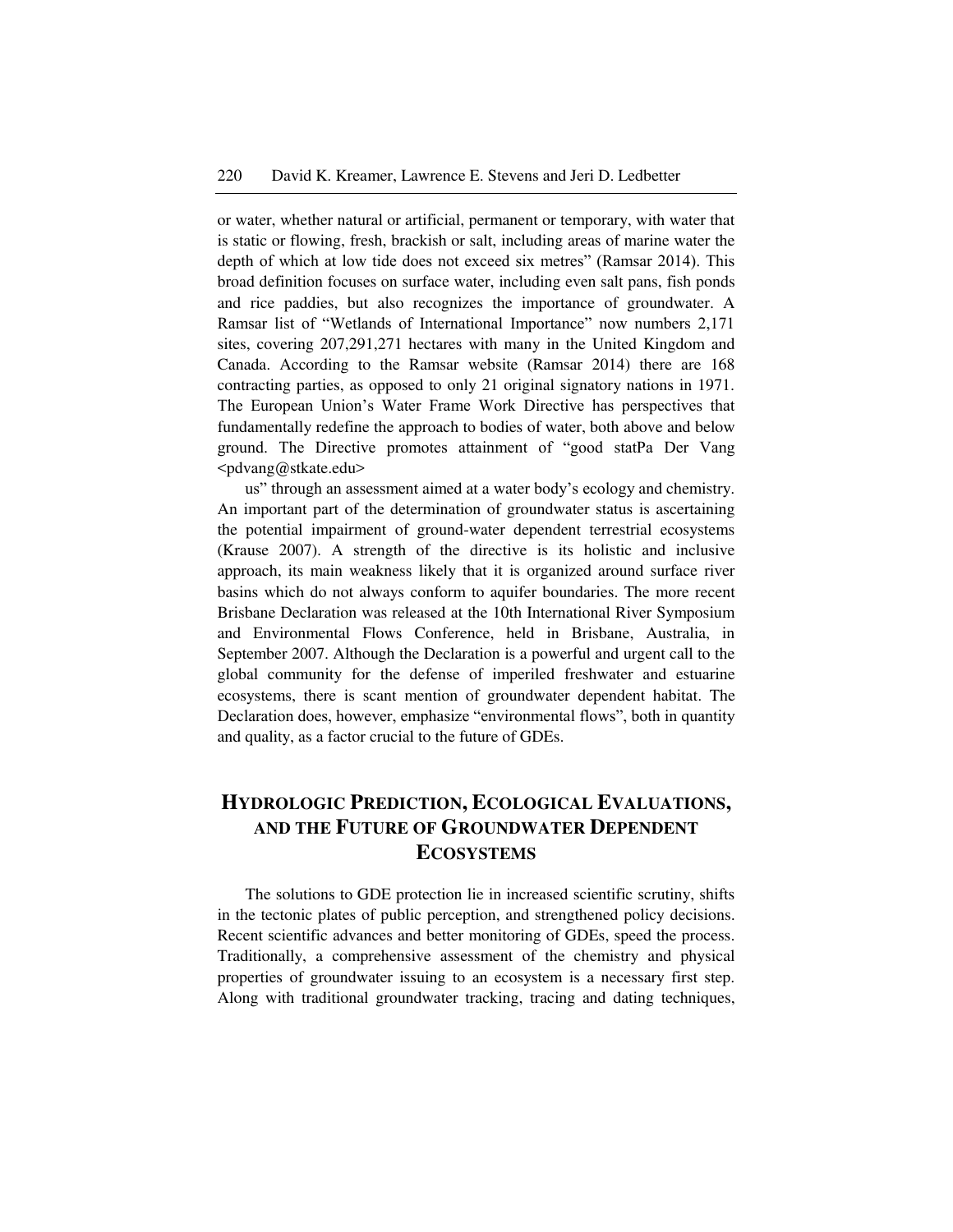or water, whether natural or artificial, permanent or temporary, with water that is static or flowing, fresh, brackish or salt, including areas of marine water the depth of which at low tide does not exceed six metres" (Ramsar 2014). This broad definition focuses on surface water, including even salt pans, fish ponds and rice paddies, but also recognizes the importance of groundwater. A Ramsar list of "Wetlands of International Importance" now numbers 2,171 sites, covering 207,291,271 hectares with many in the United Kingdom and Canada. According to the Ramsar website (Ramsar 2014) there are 168 contracting parties, as opposed to only 21 original signatory nations in 1971. The European Union's Water Frame Work Directive has perspectives that fundamentally redefine the approach to bodies of water, both above and below ground. The Directive promotes attainment of "good statPa Der Vang <pdvang@stkate.edu>

us" through an assessment aimed at a water body's ecology and chemistry. An important part of the determination of groundwater status is ascertaining the potential impairment of ground-water dependent terrestrial ecosystems (Krause 2007). A strength of the directive is its holistic and inclusive approach, its main weakness likely that it is organized around surface river basins which do not always conform to aquifer boundaries. The more recent Brisbane Declaration was released at the 10th International River Symposium and Environmental Flows Conference, held in Brisbane, Australia, in September 2007. Although the Declaration is a powerful and urgent call to the global community for the defense of imperiled freshwater and estuarine ecosystems, there is scant mention of groundwater dependent habitat. The Declaration does, however, emphasize "environmental flows", both in quantity and quality, as a factor crucial to the future of GDEs.

## HYDROLOGIC PREDICTION, ECOLOGICAL EVALUATIONS, AND THE FUTURE OF GROUNDWATER DEPENDENT ECOSYSTEMS

The solutions to GDE protection lie in increased scientific scrutiny, shifts in the tectonic plates of public perception, and strengthened policy decisions. Recent scientific advances and better monitoring of GDEs, speed the process. Traditionally, a comprehensive assessment of the chemistry and physical properties of groundwater issuing to an ecosystem is a necessary first step. Along with traditional groundwater tracking, tracing and dating techniques,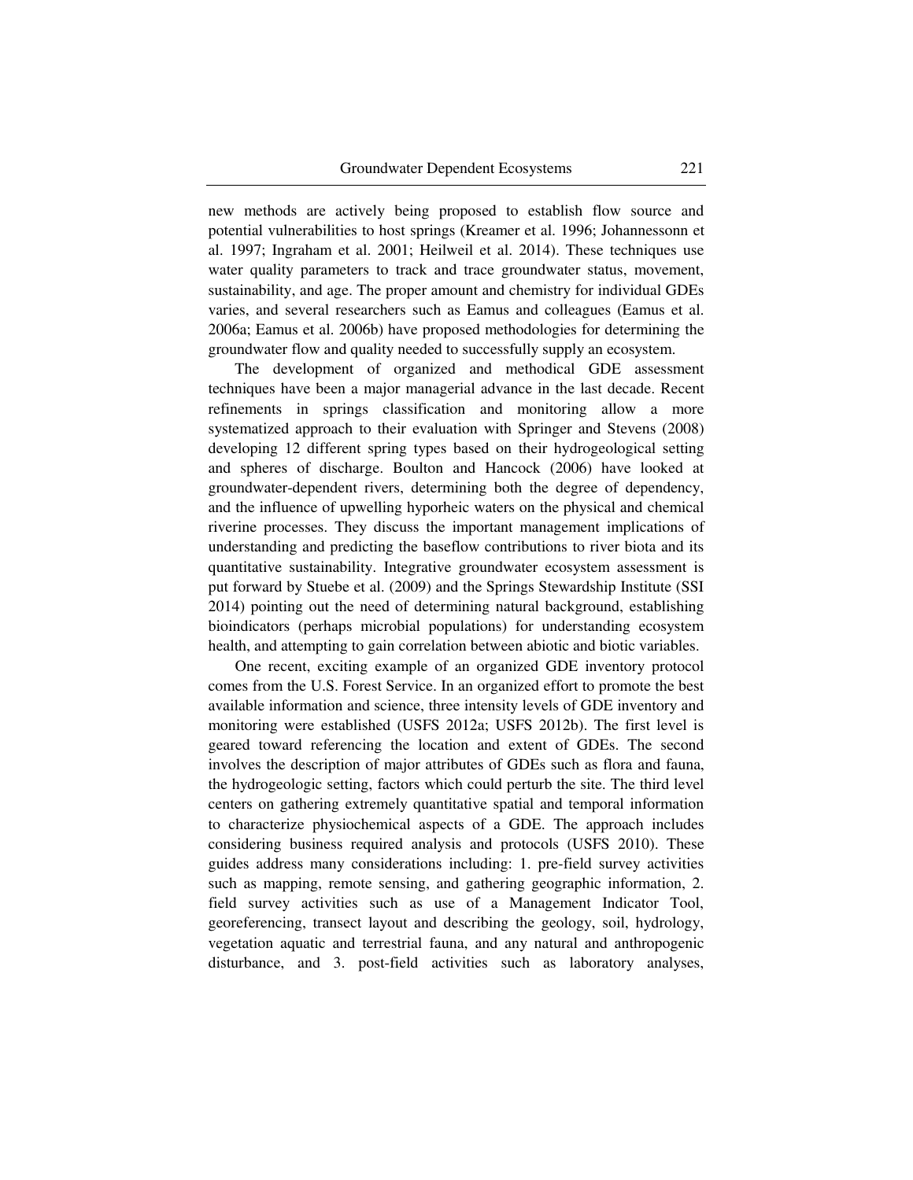new methods are actively being proposed to establish flow source and potential vulnerabilities to host springs (Kreamer et al. 1996; Johannessonn et al. 1997; Ingraham et al. 2001; Heilweil et al. 2014). These techniques use water quality parameters to track and trace groundwater status, movement, sustainability, and age. The proper amount and chemistry for individual GDEs varies, and several researchers such as Eamus and colleagues (Eamus et al. 2006a; Eamus et al. 2006b) have proposed methodologies for determining the groundwater flow and quality needed to successfully supply an ecosystem.

The development of organized and methodical GDE assessment techniques have been a major managerial advance in the last decade. Recent refinements in springs classification and monitoring allow a more systematized approach to their evaluation with Springer and Stevens (2008) developing 12 different spring types based on their hydrogeological setting and spheres of discharge. Boulton and Hancock (2006) have looked at groundwater-dependent rivers, determining both the degree of dependency, and the influence of upwelling hyporheic waters on the physical and chemical riverine processes. They discuss the important management implications of understanding and predicting the baseflow contributions to river biota and its quantitative sustainability. Integrative groundwater ecosystem assessment is put forward by Stuebe et al. (2009) and the Springs Stewardship Institute (SSI 2014) pointing out the need of determining natural background, establishing bioindicators (perhaps microbial populations) for understanding ecosystem health, and attempting to gain correlation between abiotic and biotic variables.

One recent, exciting example of an organized GDE inventory protocol comes from the U.S. Forest Service. In an organized effort to promote the best available information and science, three intensity levels of GDE inventory and monitoring were established (USFS 2012a; USFS 2012b). The first level is geared toward referencing the location and extent of GDEs. The second involves the description of major attributes of GDEs such as flora and fauna, the hydrogeologic setting, factors which could perturb the site. The third level centers on gathering extremely quantitative spatial and temporal information to characterize physiochemical aspects of a GDE. The approach includes considering business required analysis and protocols (USFS 2010). These guides address many considerations including: 1. pre-field survey activities such as mapping, remote sensing, and gathering geographic information, 2. field survey activities such as use of a Management Indicator Tool, georeferencing, transect layout and describing the geology, soil, hydrology, vegetation aquatic and terrestrial fauna, and any natural and anthropogenic disturbance, and 3. post-field activities such as laboratory analyses,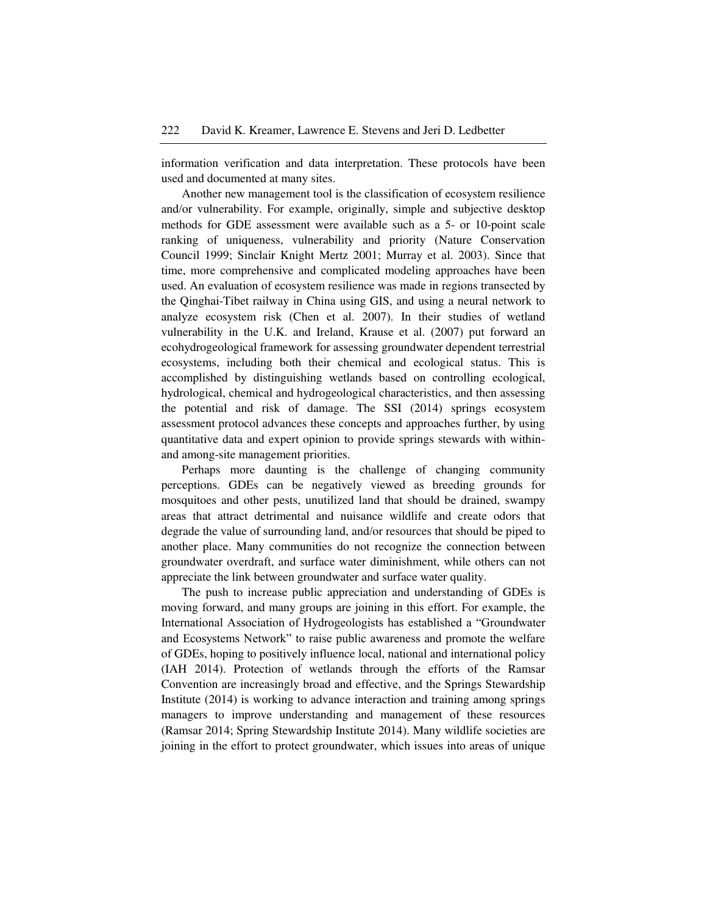information verification and data interpretation. These protocols have been used and documented at many sites.

Another new management tool is the classification of ecosystem resilience and/or vulnerability. For example, originally, simple and subjective desktop methods for GDE assessment were available such as a 5- or 10-point scale ranking of uniqueness, vulnerability and priority (Nature Conservation Council 1999; Sinclair Knight Mertz 2001; Murray et al. 2003). Since that time, more comprehensive and complicated modeling approaches have been used. An evaluation of ecosystem resilience was made in regions transected by the Qinghai-Tibet railway in China using GIS, and using a neural network to analyze ecosystem risk (Chen et al. 2007). In their studies of wetland vulnerability in the U.K. and Ireland, Krause et al. (2007) put forward an ecohydrogeological framework for assessing groundwater dependent terrestrial ecosystems, including both their chemical and ecological status. This is accomplished by distinguishing wetlands based on controlling ecological, hydrological, chemical and hydrogeological characteristics, and then assessing the potential and risk of damage. The SSI (2014) springs ecosystem assessment protocol advances these concepts and approaches further, by using quantitative data and expert opinion to provide springs stewards with within- and among-site management priorities.

Perhaps more daunting is the challenge of changing community perceptions. GDEs can be negatively viewed as breeding grounds for mosquitoes and other pests, unutilized land that should be drained, swampy areas that attract detrimental and nuisance wildlife and create odors that degrade the value of surrounding land, and/or resources that should be piped to another place. Many communities do not recognize the connection between groundwater overdraft, and surface water diminishment, while others can not appreciate the link between groundwater and surface water quality.

The push to increase public appreciation and understanding of GDEs is moving forward, and many groups are joining in this effort. For example, the International Association of Hydrogeologists has established a "Groundwater and Ecosystems Network" to raise public awareness and promote the welfare of GDEs, hoping to positively influence local, national and international policy (IAH 2014). Protection of wetlands through the efforts of the Ramsar Convention are increasingly broad and effective, and the Springs Stewardship Institute (2014) is working to advance interaction and training among springs managers to improve understanding and management of these resources (Ramsar 2014; Spring Stewardship Institute 2014). Many wildlife societies are joining in the effort to protect groundwater, which issues into areas of unique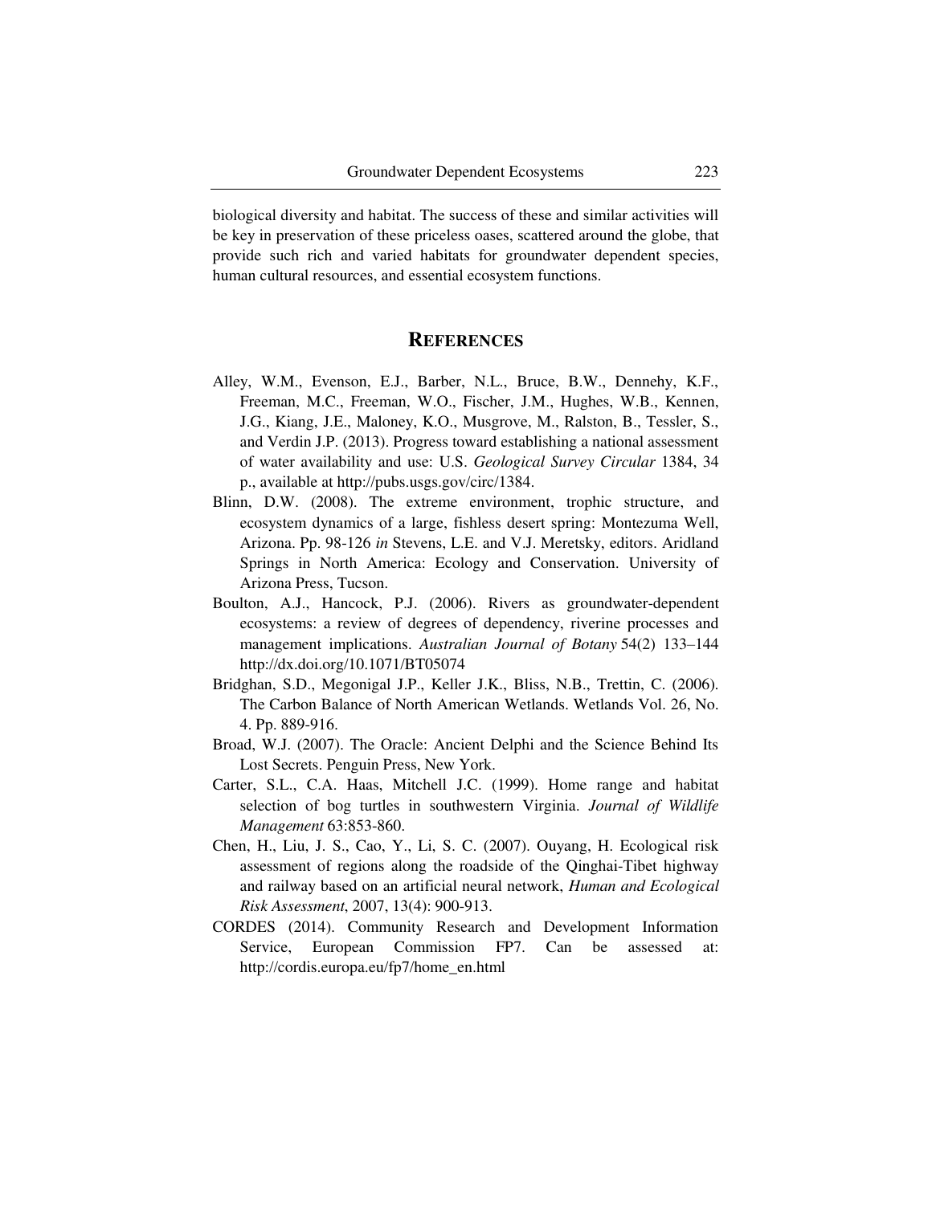biological diversity and habitat. The success of these and similar activities will be key in preservation of these priceless oases, scattered around the globe, that provide such rich and varied habitats for groundwater dependent species, human cultural resources, and essential ecosystem functions.

## REFERENCES

Alley, W.M., Evenson, E.J., Barber, N.L., Bruce, B.W., Dennehy, K.F., Freeman, M.C., Freeman, W.O., Fischer, J.M., Hughes, W.B., Kennen, J.G., Kiang, J.E., Maloney, K.O., Musgrove, M., Ralston, B., Tessler, S., and Verdin J.P. (2013). Progress toward establishing a national assessment of water availability and use: U.S. *Geological Survey Circular* 1384, 34 p., available at http://pubs.usgs.gov/circ/1384.

Blinn, D.W. (2008). The extreme environment, trophic structure, and ecosystem dynamics of a large, fishless desert spring: Montezuma Well, Arizona. Pp. 98-126 *in* Stevens, L.E. and V.J. Meretsky, editors. Aridland Springs in North America: Ecology and Conservation. University of Arizona Press, Tucson.

Boulton, A.J., Hancock, P.J. (2006). Rivers as groundwater-dependent ecosystems: a review of degrees of dependency, riverine processes and management implications. *Australian Journal of Botany* 54(2) 133–144 http://dx.doi.org/10.1071/BT05074

Bridghan, S.D., Megonigal J.P., Keller J.K., Bliss, N.B., Trettin, C. (2006). The Carbon Balance of North American Wetlands. Wetlands Vol. 26, No. 4. Pp. 889-916.

Broad, W.J. (2007). The Oracle: Ancient Delphi and the Science Behind Its Lost Secrets. Penguin Press, New York.

Carter, S.L., C.A. Haas, Mitchell J.C. (1999). Home range and habitat selection of bog turtles in southwestern Virginia. *Journal of Wildlife Management* 63:853-860.

Chen, H., Liu, J. S., Cao, Y., Li, S. C. (2007). Ouyang, H. Ecological risk assessment of regions along the roadside of the Qinghai-Tibet highway and railway based on an artificial neural network, *Human and Ecological Risk Assessment*, 2007, 13(4): 900-913.

CORDES (2014). Community Research and Development Information Service, European Commission FP7. Can be assessed at: http://cordis.europa.eu/fp7/home_en.html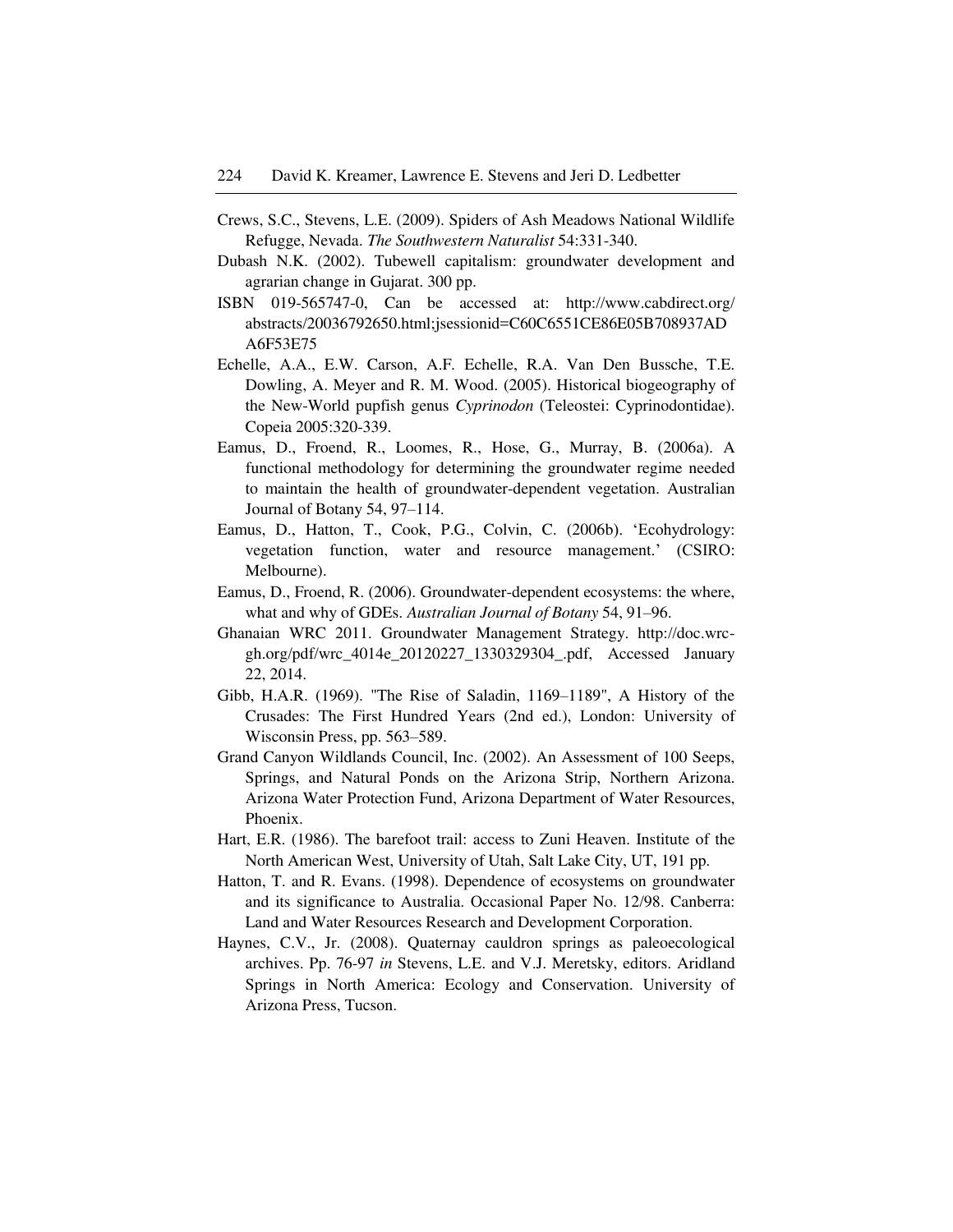Crews, S.C., Stevens, L.E. (2009). Spiders of Ash Meadows National Wildlife Refugge, Nevada. *The Southwestern Naturalist* 54:331-340.

Dubash N.K. (2002). Tubewell capitalism: groundwater development and agrarian change in Gujarat. 300 pp.

ISBN 019-565747-0, Can be accessed at: http://www.cabdirect.org/abstracts/20036792650.html;jsessionid=C60C6551CE86E05B708937ADA6F53E75

Echelle, A.A., E.W. Carson, A.F. Echelle, R.A. Van Den Bussche, T.E. Dowling, A. Meyer and R. M. Wood. (2005). Historical biogeography of the New-World pupfish genus *Cyprinodon* (Teleostei: Cyprinodontidae). Copeia 2005:320-339.

Eamus, D., Froend, R., Loomes, R., Hose, G., Murray, B. (2006a). A functional methodology for determining the groundwater regime needed to maintain the health of groundwater-dependent vegetation. Australian Journal of Botany 54, 97–114.

Eamus, D., Hatton, T., Cook, P.G., Colvin, C. (2006b). 'Ecohydrology: vegetation function, water and resource management.' (CSIRO: Melbourne).

Eamus, D., Froend, R. (2006). Groundwater-dependent ecosystems: the where, what and why of GDEs. *Australian Journal of Botany* 54, 91–96.

Ghanaian WRC 2011. Groundwater Management Strategy. http://doc.wrc-gh.org/pdf/wrc_4014e_20120227_1330329304_.pdf, Accessed January 22, 2014.

Gibb, H.A.R. (1969). "The Rise of Saladin, 1169–1189", A History of the Crusades: The First Hundred Years (2nd ed.), London: University of Wisconsin Press, pp. 563–589.

Grand Canyon Wildlands Council, Inc. (2002). An Assessment of 100 Seeps, Springs, and Natural Ponds on the Arizona Strip, Northern Arizona. Arizona Water Protection Fund, Arizona Department of Water Resources, Phoenix.

Hart, E.R. (1986). The barefoot trail: access to Zuni Heaven. Institute of the North American West, University of Utah, Salt Lake City, UT, 191 pp.

Hatton, T. and R. Evans. (1998). Dependence of ecosystems on groundwater and its significance to Australia. Occasional Paper No. 12/98. Canberra: Land and Water Resources Research and Development Corporation.

Haynes, C.V., Jr. (2008). Quaternay cauldron springs as paleoecological archives. Pp. 76-97 *in* Stevens, L.E. and V.J. Meretsky, editors. Aridland Springs in North America: Ecology and Conservation. University of Arizona Press, Tucson.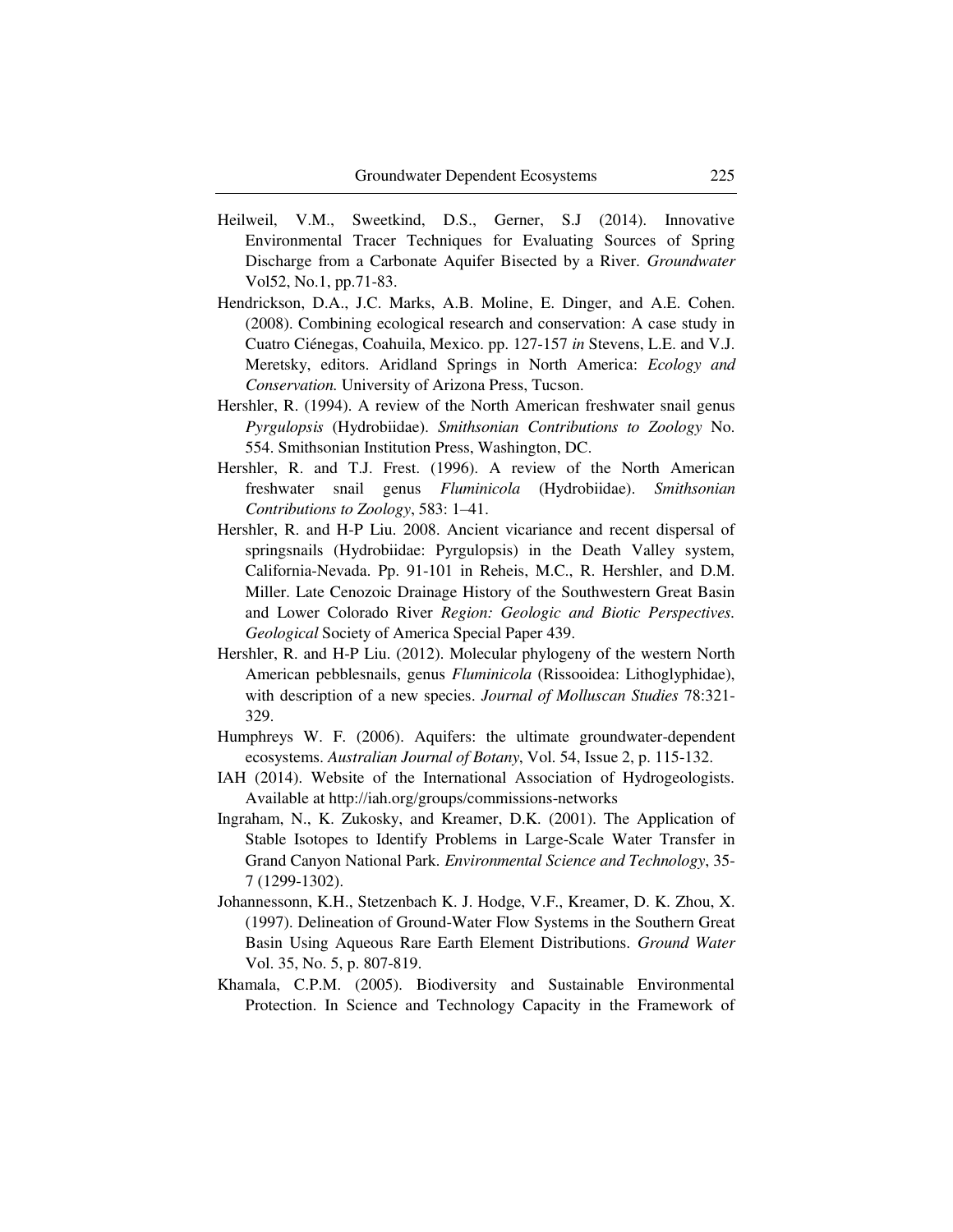Heilweil, V.M., Sweetkind, D.S., Gerner, S.J (2014). Innovative Environmental Tracer Techniques for Evaluating Sources of Spring Discharge from a Carbonate Aquifer Bisected by a River. *Groundwater* Vol52, No.1, pp.71-83.

Hendrickson, D.A., J.C. Marks, A.B. Moline, E. Dinger, and A.E. Cohen. (2008). Combining ecological research and conservation: A case study in Cuatro Ciénegas, Coahuila, Mexico. pp. 127-157 *in* Stevens, L.E. and V.J. Meretsky, editors. Aridland Springs in North America: *Ecology and Conservation.* University of Arizona Press, Tucson.

Hershler, R. (1994). A review of the North American freshwater snail genus *Pyrgulopsis* (Hydrobiidae). *Smithsonian Contributions to Zoology* No. 554. Smithsonian Institution Press, Washington, DC.

Hershler, R. and T.J. Frest. (1996). A review of the North American freshwater snail genus *Fluminicola* (Hydrobiidae). *Smithsonian Contributions to Zoology*, 583: 1–41.

Hershler, R. and H-P Liu. 2008. Ancient vicariance and recent dispersal of springsnails (Hydrobiidae: Pyrgulopsis) in the Death Valley system, California-Nevada. Pp. 91-101 in Reheis, M.C., R. Hershler, and D.M. Miller. Late Cenozoic Drainage History of the Southwestern Great Basin and Lower Colorado River *Region: Geologic and Biotic Perspectives. Geological* Society of America Special Paper 439.

Hershler, R. and H-P Liu. (2012). Molecular phylogeny of the western North American pebblesnails, genus *Fluminicola* (Rissooidea: Lithoglyphidae), with description of a new species. *Journal of Molluscan Studies* 78:321-329.

Humphreys W. F. (2006). Aquifers: the ultimate groundwater-dependent ecosystems. *Australian Journal of Botany*, Vol. 54, Issue 2, p. 115-132.

IAH (2014). Website of the International Association of Hydrogeologists. Available at http://iah.org/groups/commissions-networks

Ingraham, N., K. Zukosky, and Kreamer, D.K. (2001). The Application of Stable Isotopes to Identify Problems in Large-Scale Water Transfer in Grand Canyon National Park. *Environmental Science and Technology*, 35-7 (1299-1302).

Johannessonn, K.H., Stetzenbach K. J. Hodge, V.F., Kreamer, D. K. Zhou, X. (1997). Delineation of Ground-Water Flow Systems in the Southern Great Basin Using Aqueous Rare Earth Element Distributions. *Ground Water* Vol. 35, No. 5, p. 807-819.

Khamala, C.P.M. (2005). Biodiversity and Sustainable Environmental Protection. In Science and Technology Capacity in the Framework of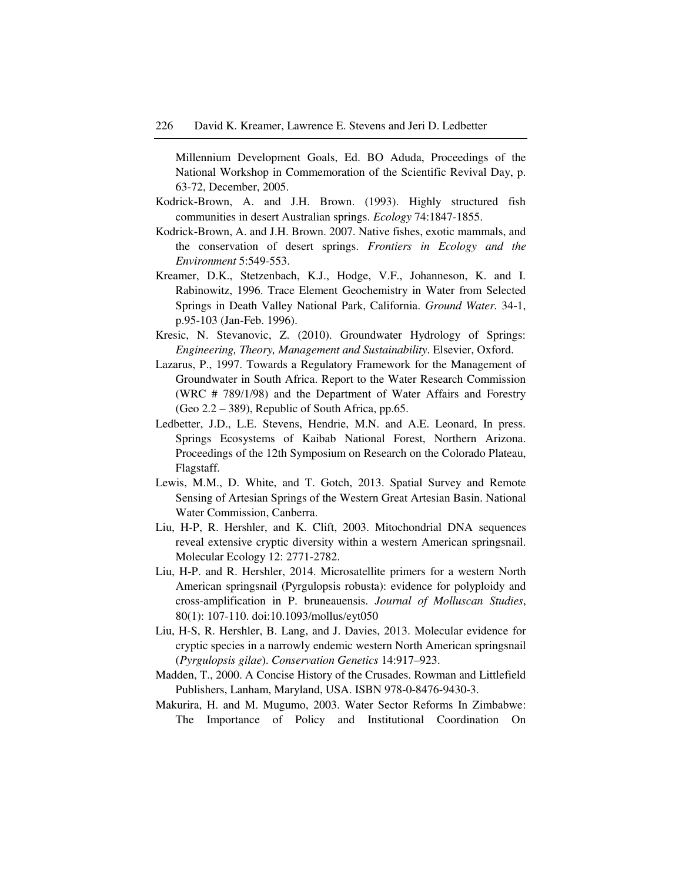Millennium Development Goals, Ed. BO Aduda, Proceedings of the National Workshop in Commemoration of the Scientific Revival Day, p. 63-72, December, 2005.

Kodrick-Brown, A. and J.H. Brown. (1993). Highly structured fish communities in desert Australian springs. *Ecology* 74:1847-1855.

Kodrick-Brown, A. and J.H. Brown. 2007. Native fishes, exotic mammals, and the conservation of desert springs. *Frontiers in Ecology and the Environment* 5:549-553.

Kreamer, D.K., Stetzenbach, K.J., Hodge, V.F., Johanneson, K. and I. Rabinowitz, 1996. Trace Element Geochemistry in Water from Selected Springs in Death Valley National Park, California. *Ground Water.* 34-1, p.95-103 (Jan-Feb. 1996).

Kresic, N. Stevanovic, Z. (2010). Groundwater Hydrology of Springs: *Engineering, Theory, Management and Sustainability*. Elsevier, Oxford.

Lazarus, P., 1997. Towards a Regulatory Framework for the Management of Groundwater in South Africa. Report to the Water Research Commission (WRC # 789/1/98) and the Department of Water Affairs and Forestry (Geo 2.2 – 389), Republic of South Africa, pp.65.

Ledbetter, J.D., L.E. Stevens, Hendrie, M.N. and A.E. Leonard, In press. Springs Ecosystems of Kaibab National Forest, Northern Arizona. Proceedings of the 12th Symposium on Research on the Colorado Plateau, Flagstaff.

Lewis, M.M., D. White, and T. Gotch, 2013. Spatial Survey and Remote Sensing of Artesian Springs of the Western Great Artesian Basin. National Water Commission, Canberra.

Liu, H-P, R. Hershler, and K. Clift, 2003. Mitochondrial DNA sequences reveal extensive cryptic diversity within a western American springsnail. Molecular Ecology 12: 2771-2782.

Liu, H-P. and R. Hershler, 2014. Microsatellite primers for a western North American springsnail (Pyrgulopsis robusta): evidence for polyploidy and cross-amplification in P. bruneauensis. *Journal of Molluscan Studies*, 80(1): 107-110. doi:10.1093/mollus/eyt050

Liu, H-S, R. Hershler, B. Lang, and J. Davies, 2013. Molecular evidence for cryptic species in a narrowly endemic western North American springsnail (*Pyrgulopsis gilae*). *Conservation Genetics* 14:917–923.

Madden, T., 2000. A Concise History of the Crusades. Rowman and Littlefield Publishers, Lanham, Maryland, USA. ISBN 978-0-8476-9430-3.

Makurira, H. and M. Mugumo, 2003. Water Sector Reforms In Zimbabwe: The Importance of Policy and Institutional Coordination On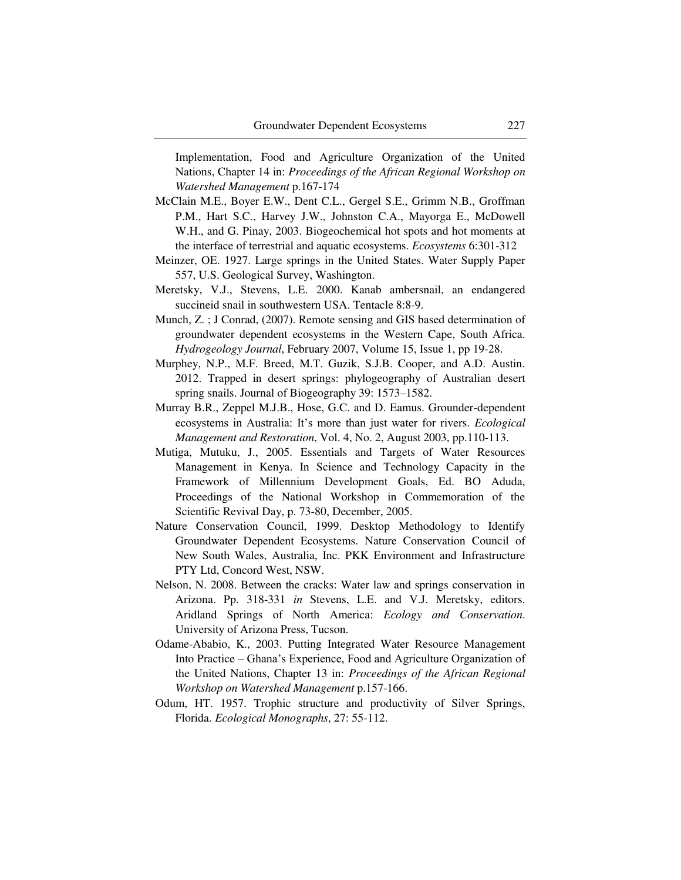Implementation, Food and Agriculture Organization of the United Nations, Chapter 14 in: *Proceedings of the African Regional Workshop on Watershed Management* p.167-174

McClain M.E., Boyer E.W., Dent C.L., Gergel S.E., Grimm N.B., Groffman P.M., Hart S.C., Harvey J.W., Johnston C.A., Mayorga E., McDowell W.H., and G. Pinay, 2003. Biogeochemical hot spots and hot moments at the interface of terrestrial and aquatic ecosystems. *Ecosystems* 6:301-312

Meinzer, OE. 1927. Large springs in the United States. Water Supply Paper 557, U.S. Geological Survey, Washington.

Meretsky, V.J., Stevens, L.E. 2000. Kanab ambersnail, an endangered succineid snail in southwestern USA. Tentacle 8:8-9.

Munch, Z. ; J Conrad, (2007). Remote sensing and GIS based determination of groundwater dependent ecosystems in the Western Cape, South Africa. *Hydrogeology Journal*, February 2007, Volume 15, Issue 1, pp 19-28.

Murphey, N.P., M.F. Breed, M.T. Guzik, S.J.B. Cooper, and A.D. Austin. 2012. Trapped in desert springs: phylogeography of Australian desert spring snails. Journal of Biogeography 39: 1573–1582.

Murray B.R., Zeppel M.J.B., Hose, G.C. and D. Eamus. Grounder-dependent ecosystems in Australia: It's more than just water for rivers. *Ecological Management and Restoration*, Vol. 4, No. 2, August 2003, pp.110-113.

Mutiga, Mutuku, J., 2005. Essentials and Targets of Water Resources Management in Kenya. In Science and Technology Capacity in the Framework of Millennium Development Goals, Ed. BO Aduda, Proceedings of the National Workshop in Commemoration of the Scientific Revival Day, p. 73-80, December, 2005.

Nature Conservation Council, 1999. Desktop Methodology to Identify Groundwater Dependent Ecosystems. Nature Conservation Council of New South Wales, Australia, Inc. PKK Environment and Infrastructure PTY Ltd, Concord West, NSW.

Nelson, N. 2008. Between the cracks: Water law and springs conservation in Arizona. Pp. 318-331 *in* Stevens, L.E. and V.J. Meretsky, editors. Aridland Springs of North America: *Ecology and Conservation*. University of Arizona Press, Tucson.

Odame-Ababio, K., 2003. Putting Integrated Water Resource Management Into Practice – Ghana's Experience, Food and Agriculture Organization of the United Nations, Chapter 13 in: *Proceedings of the African Regional Workshop on Watershed Management* p.157-166.

Odum, HT. 1957. Trophic structure and productivity of Silver Springs, Florida. *Ecological Monographs*, 27: 55-112.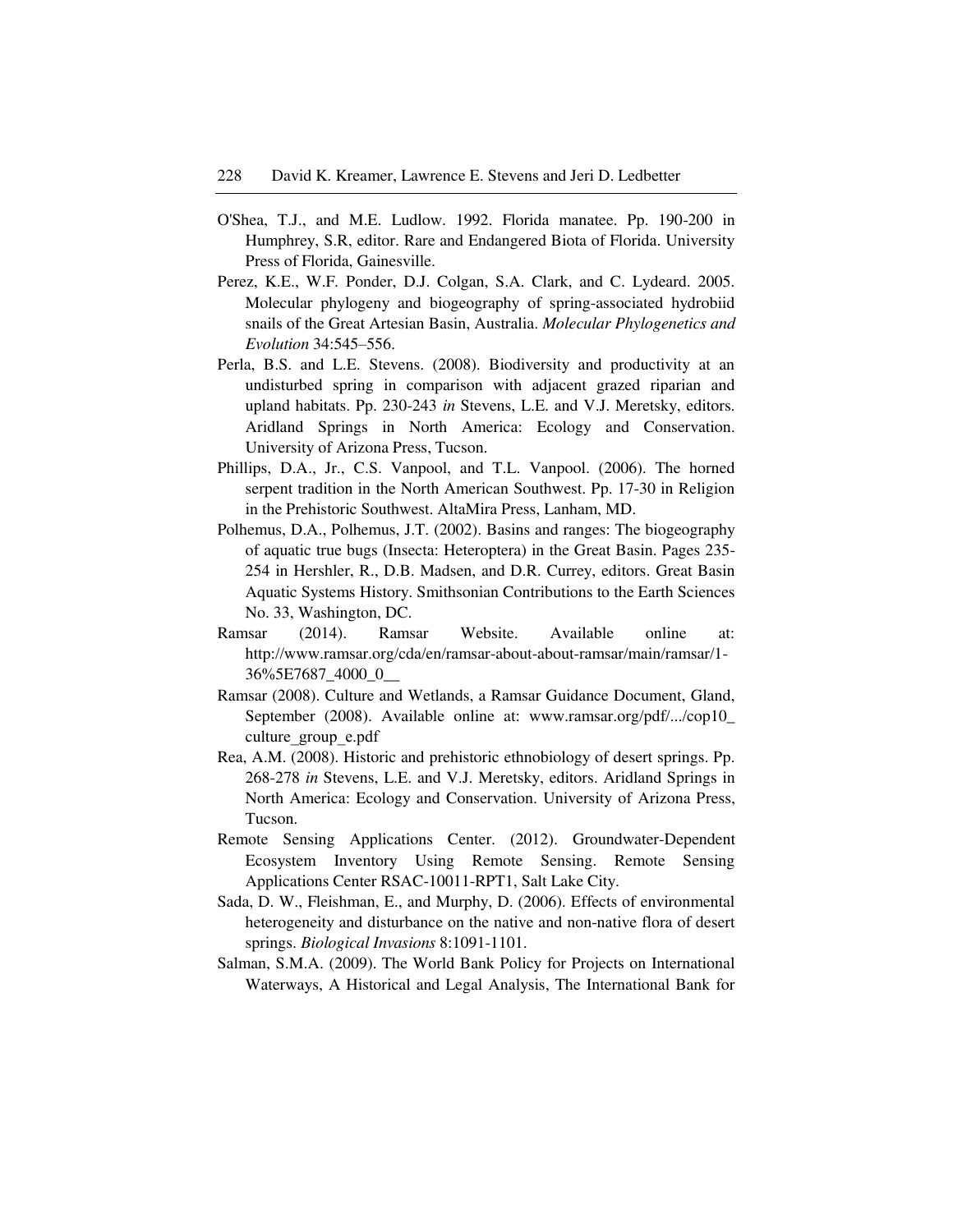O'Shea, T.J., and M.E. Ludlow. 1992. Florida manatee. Pp. 190-200 in Humphrey, S.R, editor. Rare and Endangered Biota of Florida. University Press of Florida, Gainesville.

Perez, K.E., W.F. Ponder, D.J. Colgan, S.A. Clark, and C. Lydeard. 2005. Molecular phylogeny and biogeography of spring-associated hydrobiid snails of the Great Artesian Basin, Australia. *Molecular Phylogenetics and Evolution* 34:545–556.

Perla, B.S. and L.E. Stevens. (2008). Biodiversity and productivity at an undisturbed spring in comparison with adjacent grazed riparian and upland habitats. Pp. 230-243 *in* Stevens, L.E. and V.J. Meretsky, editors. Aridland Springs in North America: Ecology and Conservation. University of Arizona Press, Tucson.

Phillips, D.A., Jr., C.S. Vanpool, and T.L. Vanpool. (2006). The horned serpent tradition in the North American Southwest. Pp. 17-30 in Religion in the Prehistoric Southwest. AltaMira Press, Lanham, MD.

Polhemus, D.A., Polhemus, J.T. (2002). Basins and ranges: The biogeography of aquatic true bugs (Insecta: Heteroptera) in the Great Basin. Pages 235-254 in Hershler, R., D.B. Madsen, and D.R. Currey, editors. Great Basin Aquatic Systems History. Smithsonian Contributions to the Earth Sciences No. 33, Washington, DC.

Ramsar (2014). Ramsar Website. Available online at: http://www.ramsar.org/cda/en/ramsar-about-about-ramsar/main/ramsar/1-36%5E7687_4000_0__

Ramsar (2008). Culture and Wetlands, a Ramsar Guidance Document, Gland, September (2008). Available online at: www.ramsar.org/pdf/.../cop10_culture_group_e.pdf

Rea, A.M. (2008). Historic and prehistoric ethnobiology of desert springs. Pp. 268-278 *in* Stevens, L.E. and V.J. Meretsky, editors. Aridland Springs in North America: Ecology and Conservation. University of Arizona Press, Tucson.

Remote Sensing Applications Center. (2012). Groundwater-Dependent Ecosystem Inventory Using Remote Sensing. Remote Sensing Applications Center RSAC-10011-RPT1, Salt Lake City.

Sada, D. W., Fleishman, E., and Murphy, D. (2006). Effects of environmental heterogeneity and disturbance on the native and non-native flora of desert springs. *Biological Invasions* 8:1091-1101.

Salman, S.M.A. (2009). The World Bank Policy for Projects on International Waterways, A Historical and Legal Analysis, The International Bank for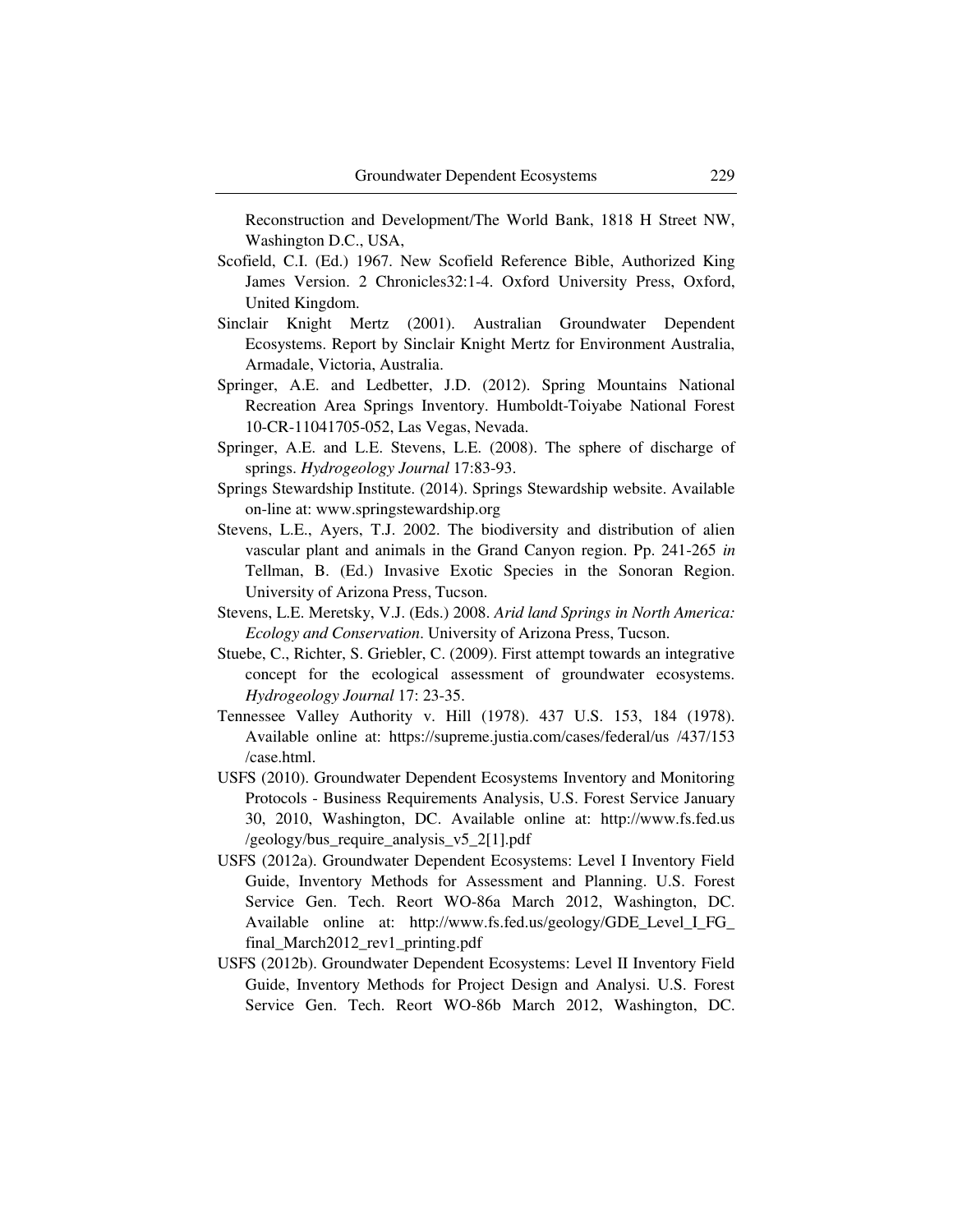Reconstruction and Development/The World Bank, 1818 H Street NW, Washington D.C., USA,

Scofield, C.I. (Ed.) 1967. New Scofield Reference Bible, Authorized King James Version. 2 Chronicles32:1-4. Oxford University Press, Oxford, United Kingdom.

Sinclair Knight Mertz (2001). Australian Groundwater Dependent Ecosystems. Report by Sinclair Knight Mertz for Environment Australia, Armadale, Victoria, Australia.

Springer, A.E. and Ledbetter, J.D. (2012). Spring Mountains National Recreation Area Springs Inventory. Humboldt-Toiyabe National Forest 10-CR-11041705-052, Las Vegas, Nevada.

Springer, A.E. and L.E. Stevens, L.E. (2008). The sphere of discharge of springs. *Hydrogeology Journal* 17:83-93.

Springs Stewardship Institute. (2014). Springs Stewardship website. Available on-line at: www.springstewardship.org

Stevens, L.E., Ayers, T.J. 2002. The biodiversity and distribution of alien vascular plant and animals in the Grand Canyon region. Pp. 241-265 *in* Tellman, B. (Ed.) Invasive Exotic Species in the Sonoran Region. University of Arizona Press, Tucson.

Stevens, L.E. Meretsky, V.J. (Eds.) 2008. *Arid land Springs in North America: Ecology and Conservation*. University of Arizona Press, Tucson.

Stuebe, C., Richter, S. Griebler, C. (2009). First attempt towards an integrative concept for the ecological assessment of groundwater ecosystems. *Hydrogeology Journal* 17: 23-35.

Tennessee Valley Authority v. Hill (1978). 437 U.S. 153, 184 (1978). Available online at: https://supreme.justia.com/cases/federal/us /437/153 /case.html.

USFS (2010). Groundwater Dependent Ecosystems Inventory and Monitoring Protocols - Business Requirements Analysis, U.S. Forest Service January 30, 2010, Washington, DC. Available online at: http://www.fs.fed.us /geology/bus_require_analysis_v5_2[1].pdf

USFS (2012a). Groundwater Dependent Ecosystems: Level I Inventory Field Guide, Inventory Methods for Assessment and Planning. U.S. Forest Service Gen. Tech. Reort WO-86a March 2012, Washington, DC. Available online at: http://www.fs.fed.us/geology/GDE_Level_I_FG_ final_March2012_rev1_printing.pdf

USFS (2012b). Groundwater Dependent Ecosystems: Level II Inventory Field Guide, Inventory Methods for Project Design and Analysi. U.S. Forest Service Gen. Tech. Reort WO-86b March 2012, Washington, DC.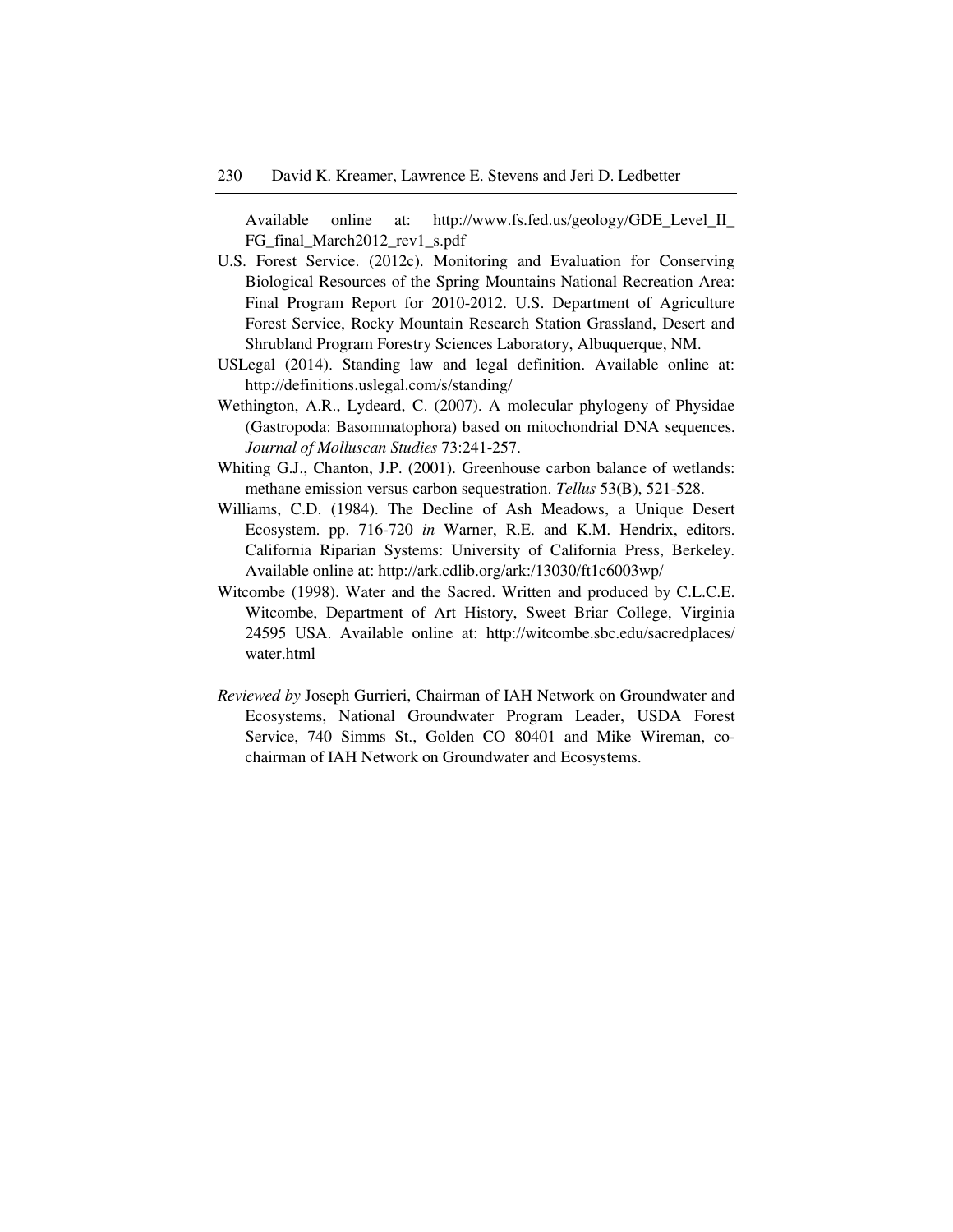Available online at: http://www.fs.fed.us/geology/GDE_Level_II_FG_final_March2012_rev1_s.pdf

U.S. Forest Service. (2012c). Monitoring and Evaluation for Conserving Biological Resources of the Spring Mountains National Recreation Area: Final Program Report for 2010-2012. U.S. Department of Agriculture Forest Service, Rocky Mountain Research Station Grassland, Desert and Shrubland Program Forestry Sciences Laboratory, Albuquerque, NM.

USLegal (2014). Standing law and legal definition. Available online at: http://definitions.uslegal.com/s/standing/

Wethington, A.R., Lydeard, C. (2007). A molecular phylogeny of Physidae (Gastropoda: Basommatophora) based on mitochondrial DNA sequences. *Journal of Molluscan Studies* 73:241-257.

Whiting G.J., Chanton, J.P. (2001). Greenhouse carbon balance of wetlands: methane emission versus carbon sequestration. *Tellus* 53(B), 521-528.

Williams, C.D. (1984). The Decline of Ash Meadows, a Unique Desert Ecosystem. pp. 716-720 *in* Warner, R.E. and K.M. Hendrix, editors. California Riparian Systems: University of California Press, Berkeley. Available online at: http://ark.cdlib.org/ark:/13030/ft1c6003wp/

Witcombe (1998). Water and the Sacred. Written and produced by C.L.C.E. Witcombe, Department of Art History, Sweet Briar College, Virginia 24595 USA. Available online at: http://witcombe.sbc.edu/sacredplaces/water.html

*Reviewed by* Joseph Gurrieri, Chairman of IAH Network on Groundwater and Ecosystems, National Groundwater Program Leader, USDA Forest Service, 740 Simms St., Golden CO 80401 and Mike Wireman, co-chairman of IAH Network on Groundwater and Ecosystems.